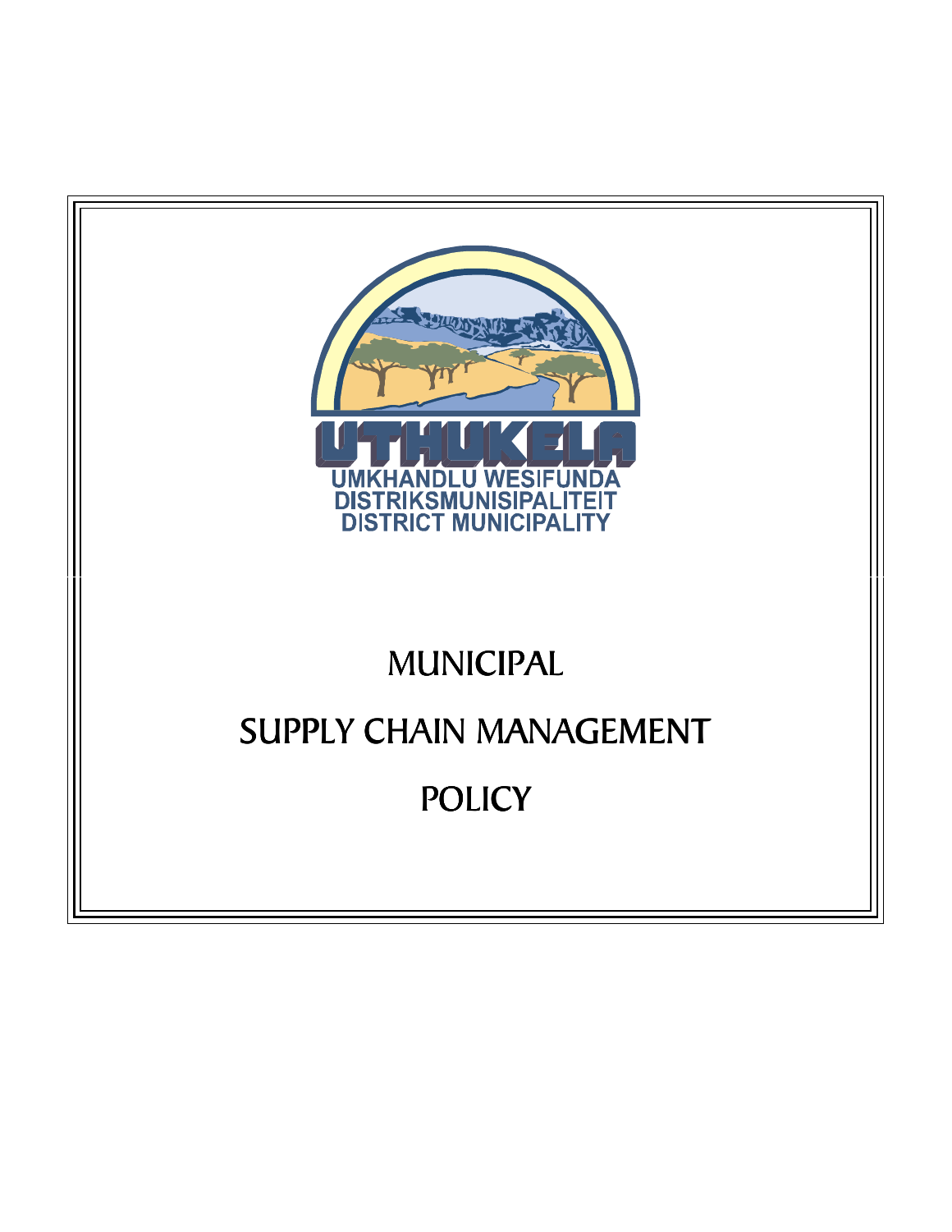UTHUKELA

UMKHANDLU WESIFUNDA
DISTRIKSMUNISIPALITEIT
DISTRICT MUNICIPALITY

# MUNICIPAL

# SUPPLY CHAIN MANAGEMENT

# POLICY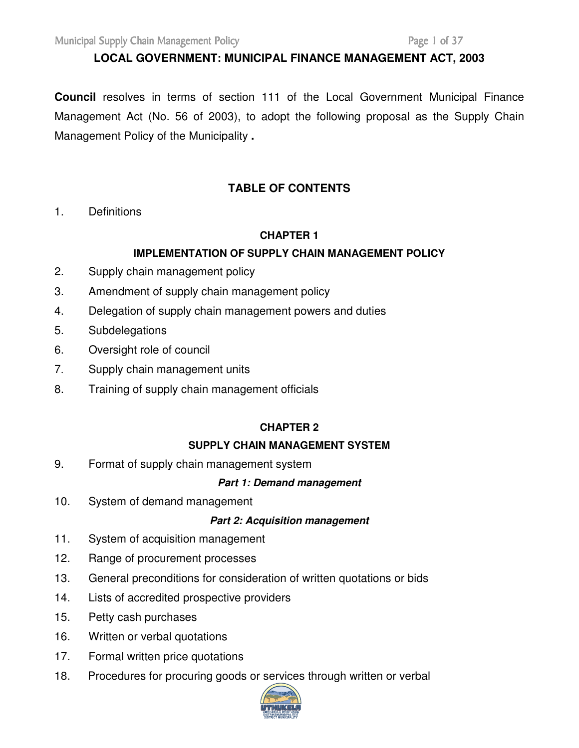**LOCAL GOVERNMENT: MUNICIPAL FINANCE MANAGEMENT ACT, 2003**

**Council** resolves in terms of section 111 of the Local Government Municipal Finance Management Act (No. 56 of 2003), to adopt the following proposal as the Supply Chain Management Policy of the Municipality **.**

## TABLE OF CONTENTS

1. Definitions

### CHAPTER 1

### IMPLEMENTATION OF SUPPLY CHAIN MANAGEMENT POLICY

2. Supply chain management policy
3. Amendment of supply chain management policy
4. Delegation of supply chain management powers and duties
5. Subdelegations
6. Oversight role of council
7. Supply chain management units
8. Training of supply chain management officials

### CHAPTER 2

### SUPPLY CHAIN MANAGEMENT SYSTEM

9. Format of supply chain management system

***Part 1: Demand management***

10. System of demand management

***Part 2: Acquisition management***

11. System of acquisition management
12. Range of procurement processes
13. General preconditions for consideration of written quotations or bids
14. Lists of accredited prospective providers
15. Petty cash purchases
16. Written or verbal quotations
17. Formal written price quotations
18. Procedures for procuring goods or services through written or verbal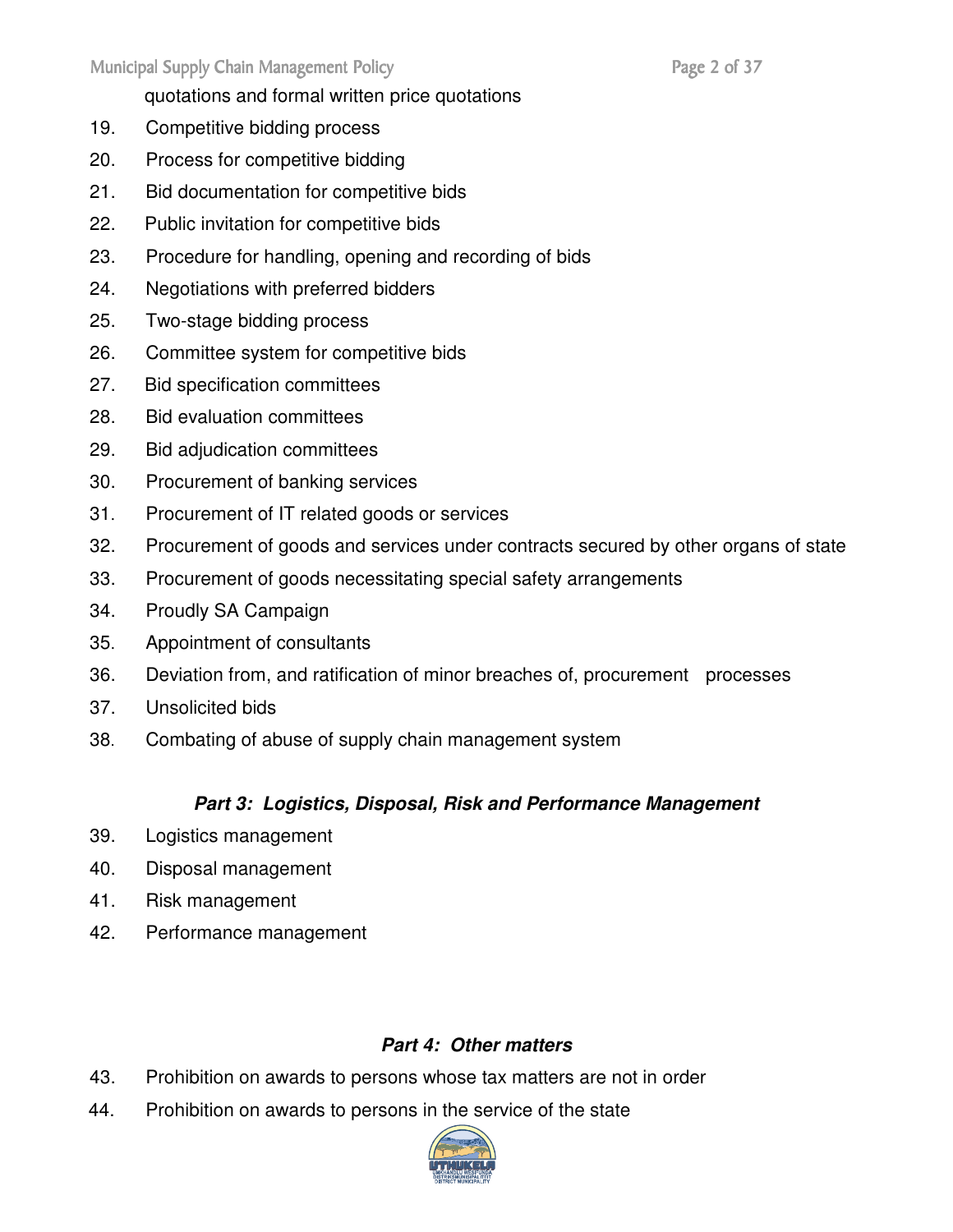quotations and formal written price quotations

19. Competitive bidding process
20. Process for competitive bidding
21. Bid documentation for competitive bids
22. Public invitation for competitive bids
23. Procedure for handling, opening and recording of bids
24. Negotiations with preferred bidders
25. Two-stage bidding process
26. Committee system for competitive bids
27. Bid specification committees
28. Bid evaluation committees
29. Bid adjudication committees
30. Procurement of banking services
31. Procurement of IT related goods or services
32. Procurement of goods and services under contracts secured by other organs of state
33. Procurement of goods necessitating special safety arrangements
34. Proudly SA Campaign
35. Appointment of consultants
36. Deviation from, and ratification of minor breaches of, procurement processes
37. Unsolicited bids
38. Combating of abuse of supply chain management system

***Part 3: Logistics, Disposal, Risk and Performance Management***

39. Logistics management
40. Disposal management
41. Risk management
42. Performance management

***Part 4: Other matters***

43. Prohibition on awards to persons whose tax matters are not in order
44. Prohibition on awards to persons in the service of the state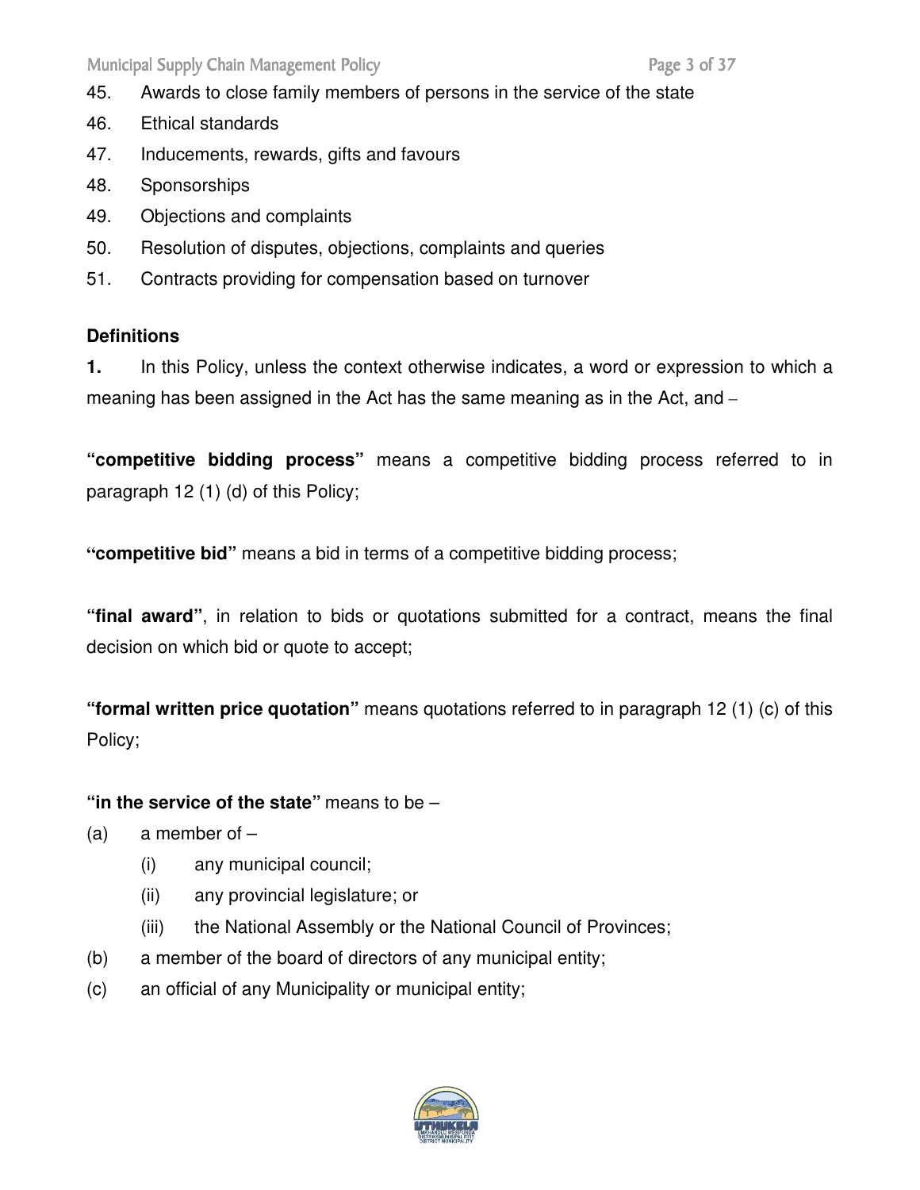45. Awards to close family members of persons in the service of the state
46. Ethical standards
47. Inducements, rewards, gifts and favours
48. Sponsorships
49. Objections and complaints
50. Resolution of disputes, objections, complaints and queries
51. Contracts providing for compensation based on turnover

**Definitions**

**1.** In this Policy, unless the context otherwise indicates, a word or expression to which a meaning has been assigned in the Act has the same meaning as in the Act, and –

**"competitive bidding process"** means a competitive bidding process referred to in paragraph 12 (1) (d) of this Policy;

**"competitive bid"** means a bid in terms of a competitive bidding process;

**"final award"**, in relation to bids or quotations submitted for a contract, means the final decision on which bid or quote to accept;

**"formal written price quotation"** means quotations referred to in paragraph 12 (1) (c) of this Policy;

**"in the service of the state"** means to be –

(a) a member of –
   - (i) any municipal council;
   - (ii) any provincial legislature; or
   - (iii) the National Assembly or the National Council of Provinces;

(b) a member of the board of directors of any municipal entity;

(c) an official of any Municipality or municipal entity;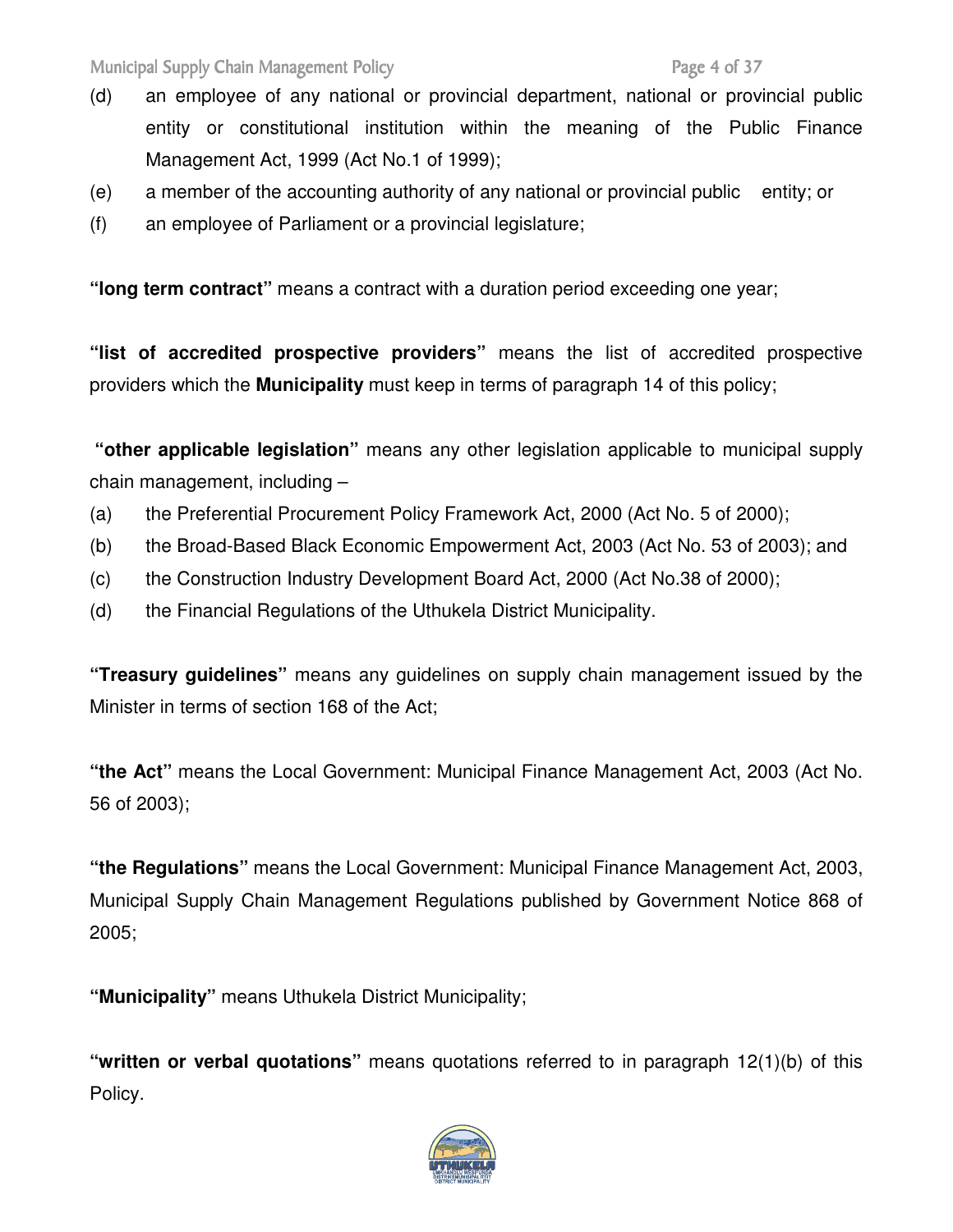(d) an employee of any national or provincial department, national or provincial public entity or constitutional institution within the meaning of the Public Finance Management Act, 1999 (Act No.1 of 1999);

(e) a member of the accounting authority of any national or provincial public entity; or

(f) an employee of Parliament or a provincial legislature;

**"long term contract"** means a contract with a duration period exceeding one year;

**"list of accredited prospective providers"** means the list of accredited prospective providers which the **Municipality** must keep in terms of paragraph 14 of this policy;

**"other applicable legislation"** means any other legislation applicable to municipal supply chain management, including –

(a) the Preferential Procurement Policy Framework Act, 2000 (Act No. 5 of 2000);

(b) the Broad-Based Black Economic Empowerment Act, 2003 (Act No. 53 of 2003); and

(c) the Construction Industry Development Board Act, 2000 (Act No.38 of 2000);

(d) the Financial Regulations of the Uthukela District Municipality.

**"Treasury guidelines"** means any guidelines on supply chain management issued by the Minister in terms of section 168 of the Act;

**"the Act"** means the Local Government: Municipal Finance Management Act, 2003 (Act No. 56 of 2003);

**"the Regulations"** means the Local Government: Municipal Finance Management Act, 2003, Municipal Supply Chain Management Regulations published by Government Notice 868 of 2005;

**"Municipality"** means Uthukela District Municipality;

**"written or verbal quotations"** means quotations referred to in paragraph 12(1)(b) of this Policy.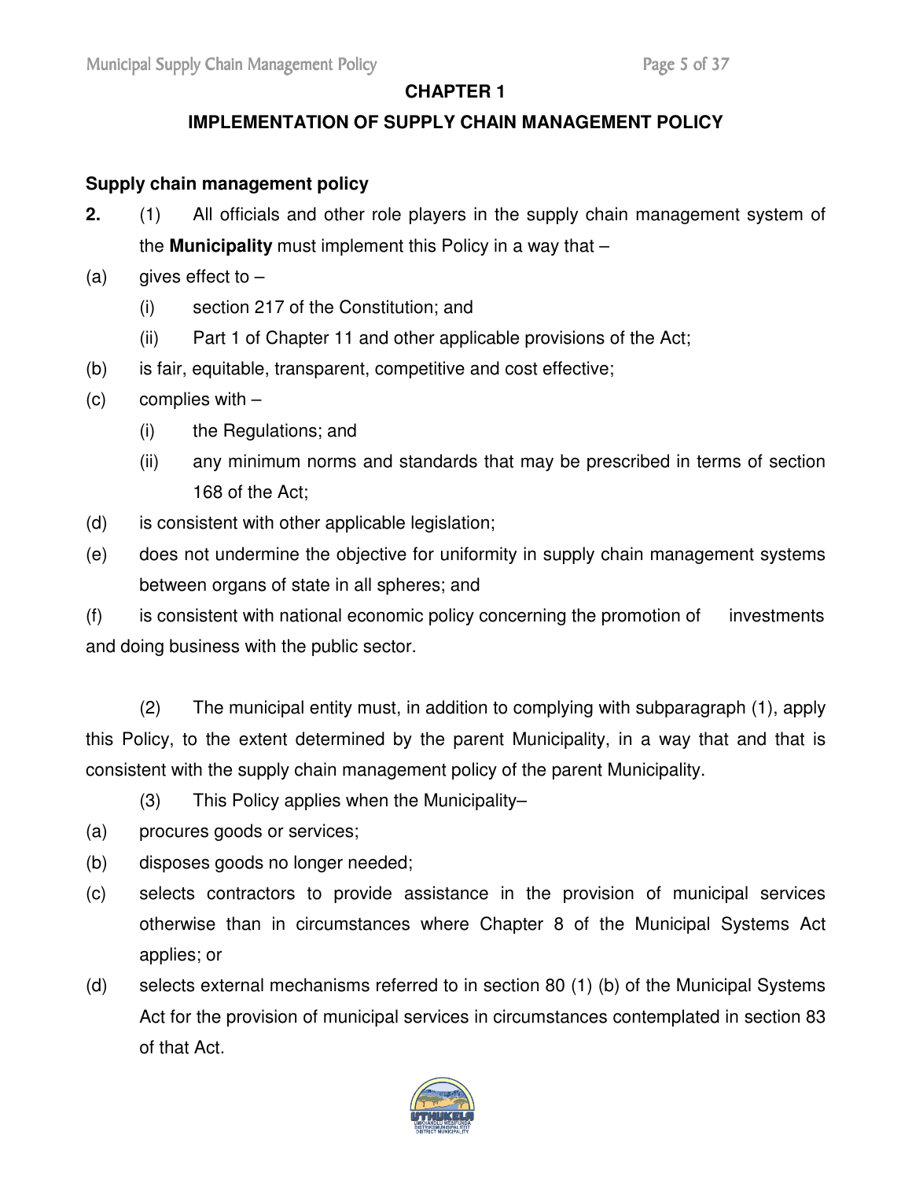## CHAPTER 1

## IMPLEMENTATION OF SUPPLY CHAIN MANAGEMENT POLICY

### Supply chain management policy

**2.** (1) All officials and other role players in the supply chain management system of the **Municipality** must implement this Policy in a way that –

(a) gives effect to –

  (i) section 217 of the Constitution; and

  (ii) Part 1 of Chapter 11 and other applicable provisions of the Act;

(b) is fair, equitable, transparent, competitive and cost effective;

(c) complies with –

  (i) the Regulations; and

  (ii) any minimum norms and standards that may be prescribed in terms of section 168 of the Act;

(d) is consistent with other applicable legislation;

(e) does not undermine the objective for uniformity in supply chain management systems between organs of state in all spheres; and

(f) is consistent with national economic policy concerning the promotion of investments and doing business with the public sector.

(2) The municipal entity must, in addition to complying with subparagraph (1), apply this Policy, to the extent determined by the parent Municipality, in a way that and that is consistent with the supply chain management policy of the parent Municipality.

(3) This Policy applies when the Municipality–

(a) procures goods or services;

(b) disposes goods no longer needed;

(c) selects contractors to provide assistance in the provision of municipal services otherwise than in circumstances where Chapter 8 of the Municipal Systems Act applies; or

(d) selects external mechanisms referred to in section 80 (1) (b) of the Municipal Systems Act for the provision of municipal services in circumstances contemplated in section 83 of that Act.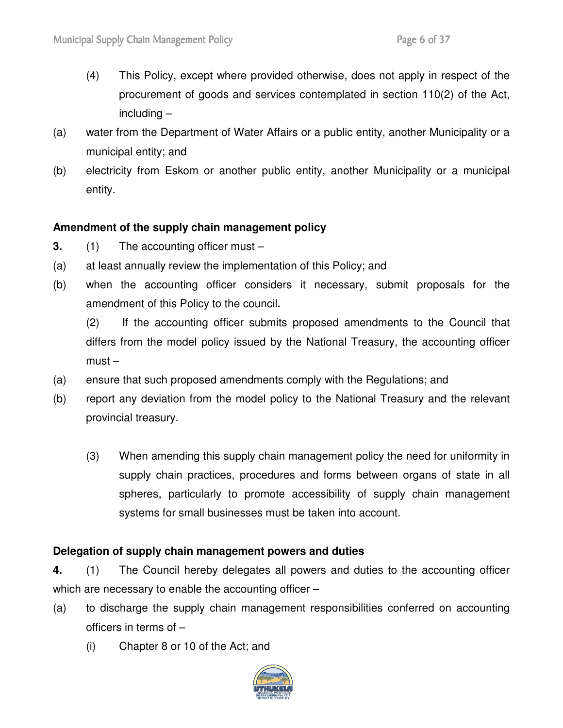(4) This Policy, except where provided otherwise, does not apply in respect of the procurement of goods and services contemplated in section 110(2) of the Act, including –

(a) water from the Department of Water Affairs or a public entity, another Municipality or a municipal entity; and

(b) electricity from Eskom or another public entity, another Municipality or a municipal entity.

**Amendment of the supply chain management policy**

**3.** (1) The accounting officer must –

(a) at least annually review the implementation of this Policy; and

(b) when the accounting officer considers it necessary, submit proposals for the amendment of this Policy to the council**.**

(2) If the accounting officer submits proposed amendments to the Council that differs from the model policy issued by the National Treasury, the accounting officer must –

(a) ensure that such proposed amendments comply with the Regulations; and

(b) report any deviation from the model policy to the National Treasury and the relevant provincial treasury.

(3) When amending this supply chain management policy the need for uniformity in supply chain practices, procedures and forms between organs of state in all spheres, particularly to promote accessibility of supply chain management systems for small businesses must be taken into account.

**Delegation of supply chain management powers and duties**

**4.** (1) The Council hereby delegates all powers and duties to the accounting officer which are necessary to enable the accounting officer –

(a) to discharge the supply chain management responsibilities conferred on accounting officers in terms of –

(i) Chapter 8 or 10 of the Act; and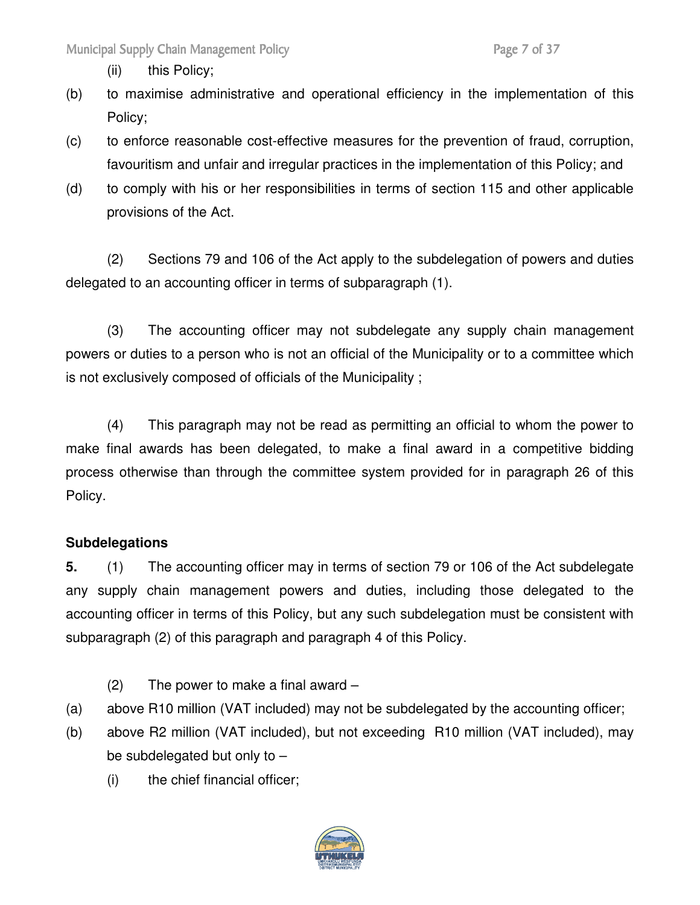(ii) this Policy;

(b) to maximise administrative and operational efficiency in the implementation of this Policy;

(c) to enforce reasonable cost-effective measures for the prevention of fraud, corruption, favouritism and unfair and irregular practices in the implementation of this Policy; and

(d) to comply with his or her responsibilities in terms of section 115 and other applicable provisions of the Act.

(2) Sections 79 and 106 of the Act apply to the subdelegation of powers and duties delegated to an accounting officer in terms of subparagraph (1).

(3) The accounting officer may not subdelegate any supply chain management powers or duties to a person who is not an official of the Municipality or to a committee which is not exclusively composed of officials of the Municipality ;

(4) This paragraph may not be read as permitting an official to whom the power to make final awards has been delegated, to make a final award in a competitive bidding process otherwise than through the committee system provided for in paragraph 26 of this Policy.

**Subdelegations**

**5.** (1) The accounting officer may in terms of section 79 or 106 of the Act subdelegate any supply chain management powers and duties, including those delegated to the accounting officer in terms of this Policy, but any such subdelegation must be consistent with subparagraph (2) of this paragraph and paragraph 4 of this Policy.

(2) The power to make a final award –

(a) above R10 million (VAT included) may not be subdelegated by the accounting officer;

(b) above R2 million (VAT included), but not exceeding R10 million (VAT included), may be subdelegated but only to –

(i) the chief financial officer;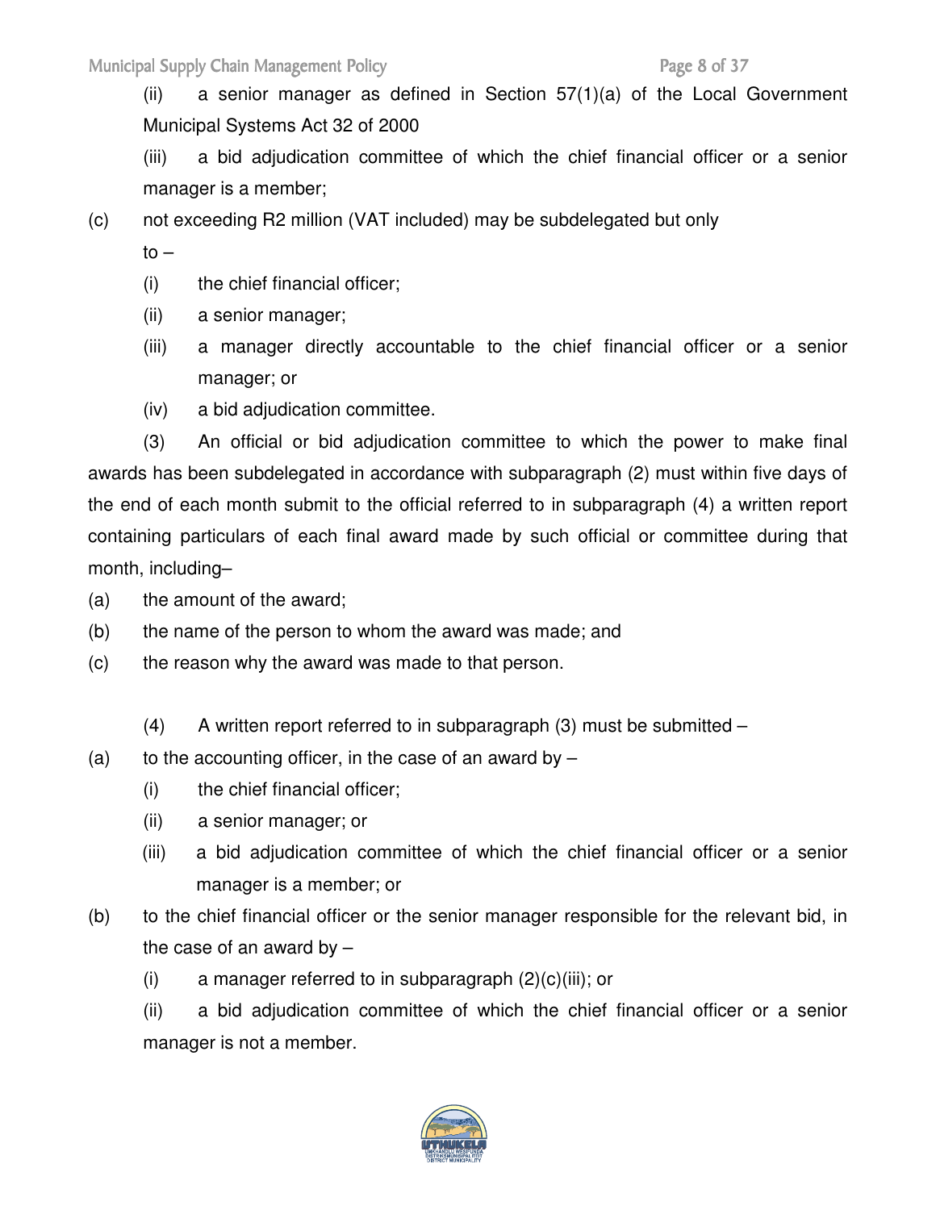(ii) a senior manager as defined in Section 57(1)(a) of the Local Government Municipal Systems Act 32 of 2000

(iii) a bid adjudication committee of which the chief financial officer or a senior manager is a member;

(c) not exceeding R2 million (VAT included) may be subdelegated but only to –

(i) the chief financial officer;

(ii) a senior manager;

(iii) a manager directly accountable to the chief financial officer or a senior manager; or

(iv) a bid adjudication committee.

(3) An official or bid adjudication committee to which the power to make final awards has been subdelegated in accordance with subparagraph (2) must within five days of the end of each month submit to the official referred to in subparagraph (4) a written report containing particulars of each final award made by such official or committee during that month, including–

(a) the amount of the award;

(b) the name of the person to whom the award was made; and

(c) the reason why the award was made to that person.

(4) A written report referred to in subparagraph (3) must be submitted –

(a) to the accounting officer, in the case of an award by –

(i) the chief financial officer;

(ii) a senior manager; or

(iii) a bid adjudication committee of which the chief financial officer or a senior manager is a member; or

(b) to the chief financial officer or the senior manager responsible for the relevant bid, in the case of an award by –

(i) a manager referred to in subparagraph (2)(c)(iii); or

(ii) a bid adjudication committee of which the chief financial officer or a senior manager is not a member.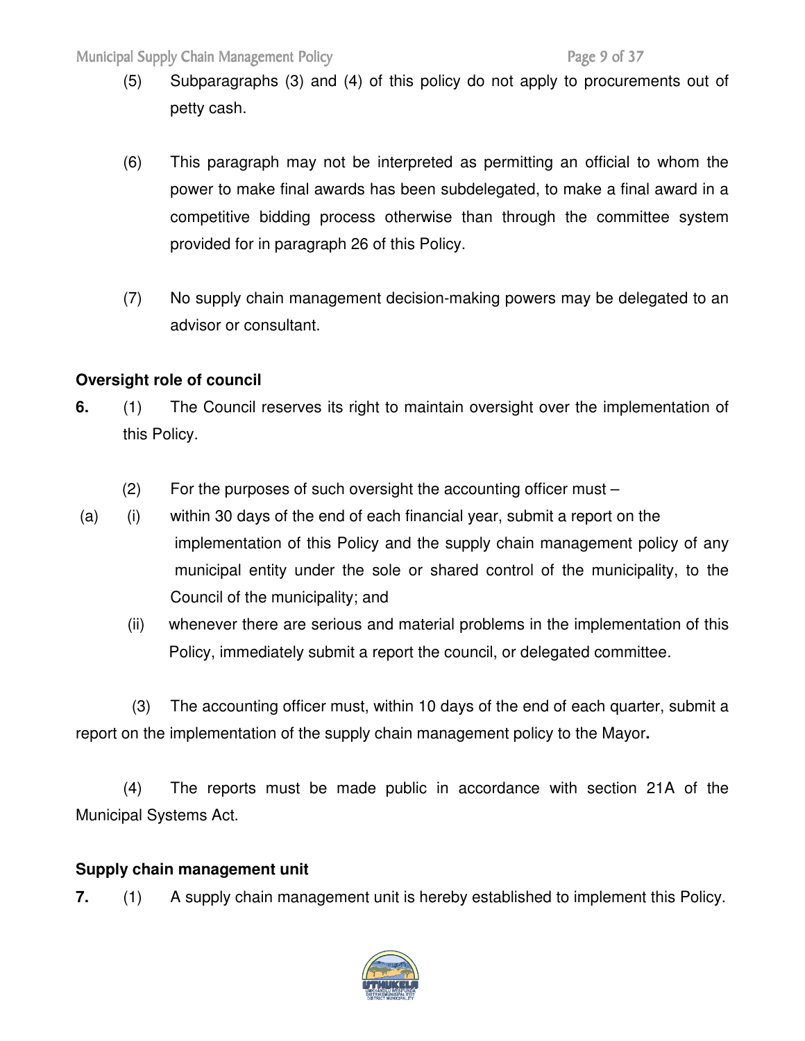(5) Subparagraphs (3) and (4) of this policy do not apply to procurements out of petty cash.

(6) This paragraph may not be interpreted as permitting an official to whom the power to make final awards has been subdelegated, to make a final award in a competitive bidding process otherwise than through the committee system provided for in paragraph 26 of this Policy.

(7) No supply chain management decision-making powers may be delegated to an advisor or consultant.

**Oversight role of council**

**6.** (1) The Council reserves its right to maintain oversight over the implementation of this Policy.

(2) For the purposes of such oversight the accounting officer must –

(a) (i) within 30 days of the end of each financial year, submit a report on the implementation of this Policy and the supply chain management policy of any municipal entity under the sole or shared control of the municipality, to the Council of the municipality; and

(ii) whenever there are serious and material problems in the implementation of this Policy, immediately submit a report the council, or delegated committee.

(3) The accounting officer must, within 10 days of the end of each quarter, submit a report on the implementation of the supply chain management policy to the Mayor**.**

(4) The reports must be made public in accordance with section 21A of the Municipal Systems Act.

**Supply chain management unit**

**7.** (1) A supply chain management unit is hereby established to implement this Policy.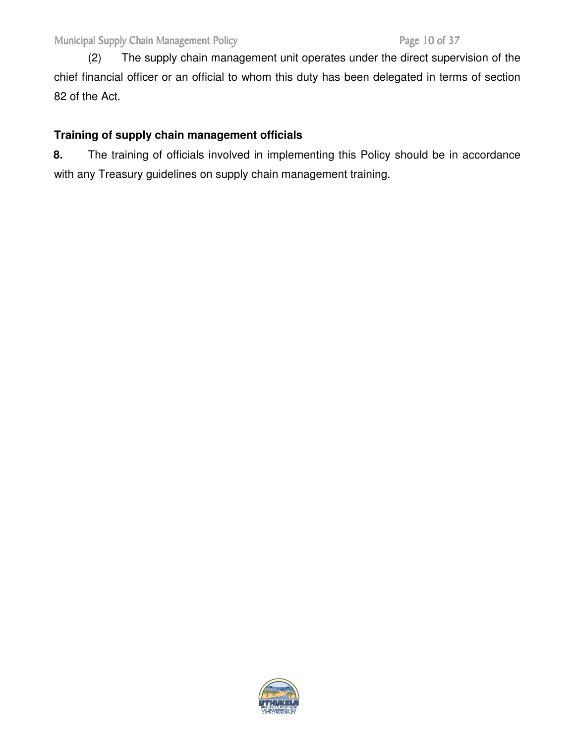(2) The supply chain management unit operates under the direct supervision of the chief financial officer or an official to whom this duty has been delegated in terms of section 82 of the Act.

**Training of supply chain management officials**

**8.** The training of officials involved in implementing this Policy should be in accordance with any Treasury guidelines on supply chain management training.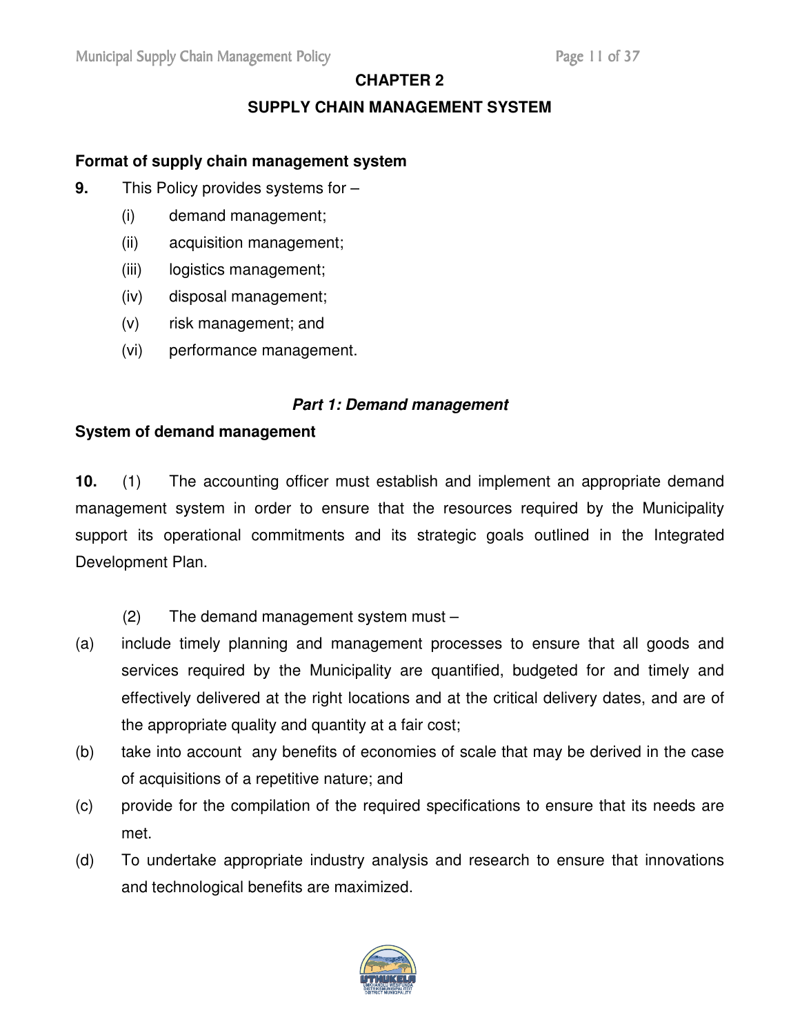# CHAPTER 2

## SUPPLY CHAIN MANAGEMENT SYSTEM

**Format of supply chain management system**

**9.** This Policy provides systems for –

- (i) demand management;
- (ii) acquisition management;
- (iii) logistics management;
- (iv) disposal management;
- (v) risk management; and
- (vi) performance management.

***Part 1: Demand management***

**System of demand management**

**10.** (1) The accounting officer must establish and implement an appropriate demand management system in order to ensure that the resources required by the Municipality support its operational commitments and its strategic goals outlined in the Integrated Development Plan.

(2) The demand management system must –

- (a) include timely planning and management processes to ensure that all goods and services required by the Municipality are quantified, budgeted for and timely and effectively delivered at the right locations and at the critical delivery dates, and are of the appropriate quality and quantity at a fair cost;
- (b) take into account any benefits of economies of scale that may be derived in the case of acquisitions of a repetitive nature; and
- (c) provide for the compilation of the required specifications to ensure that its needs are met.
- (d) To undertake appropriate industry analysis and research to ensure that innovations and technological benefits are maximized.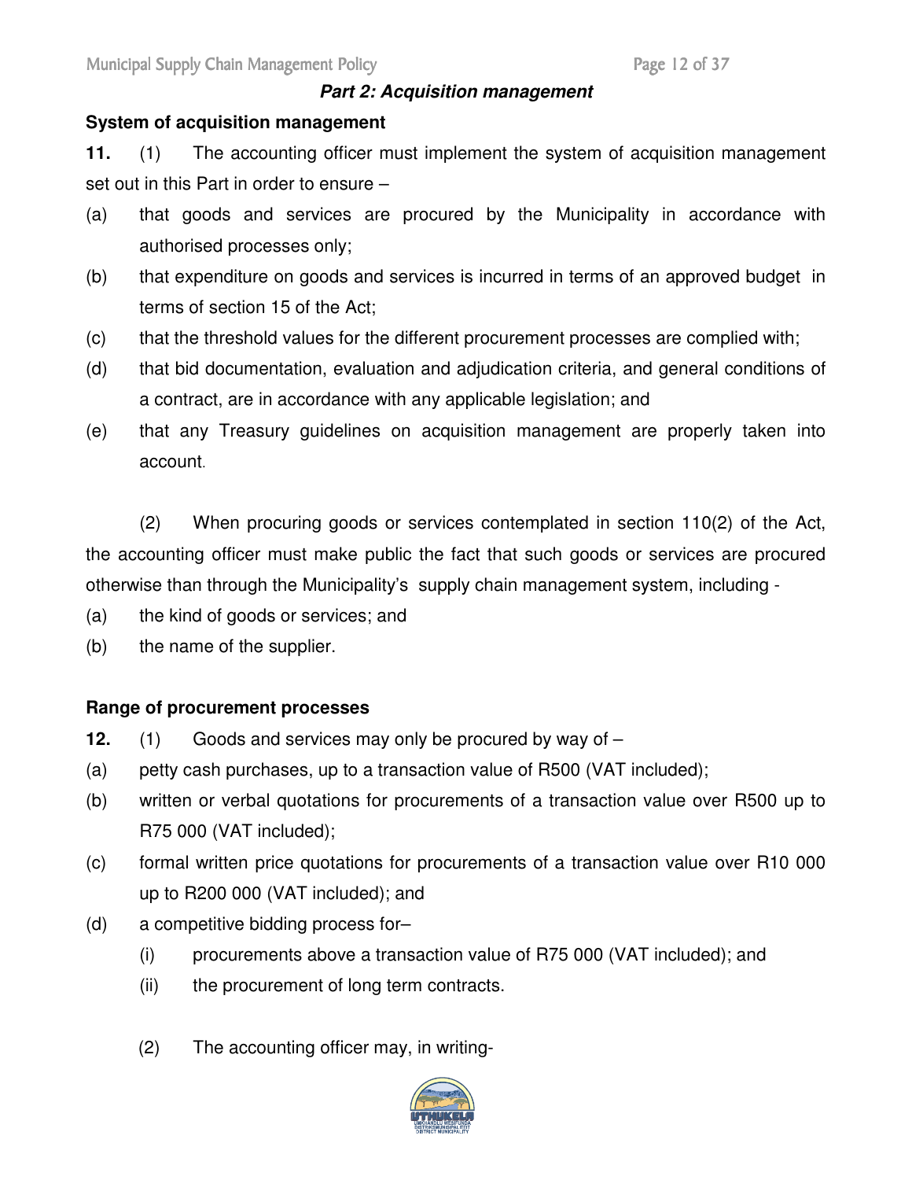***Part 2: Acquisition management***

**System of acquisition management**

**11.** (1) The accounting officer must implement the system of acquisition management set out in this Part in order to ensure –

(a) that goods and services are procured by the Municipality in accordance with authorised processes only;

(b) that expenditure on goods and services is incurred in terms of an approved budget in terms of section 15 of the Act;

(c) that the threshold values for the different procurement processes are complied with;

(d) that bid documentation, evaluation and adjudication criteria, and general conditions of a contract, are in accordance with any applicable legislation; and

(e) that any Treasury guidelines on acquisition management are properly taken into account.

(2) When procuring goods or services contemplated in section 110(2) of the Act, the accounting officer must make public the fact that such goods or services are procured otherwise than through the Municipality's supply chain management system, including -

(a) the kind of goods or services; and

(b) the name of the supplier.

**Range of procurement processes**

**12.** (1) Goods and services may only be procured by way of –

(a) petty cash purchases, up to a transaction value of R500 (VAT included);

(b) written or verbal quotations for procurements of a transaction value over R500 up to R75 000 (VAT included);

(c) formal written price quotations for procurements of a transaction value over R10 000 up to R200 000 (VAT included); and

(d) a competitive bidding process for–

  (i) procurements above a transaction value of R75 000 (VAT included); and

  (ii) the procurement of long term contracts.

(2) The accounting officer may, in writing-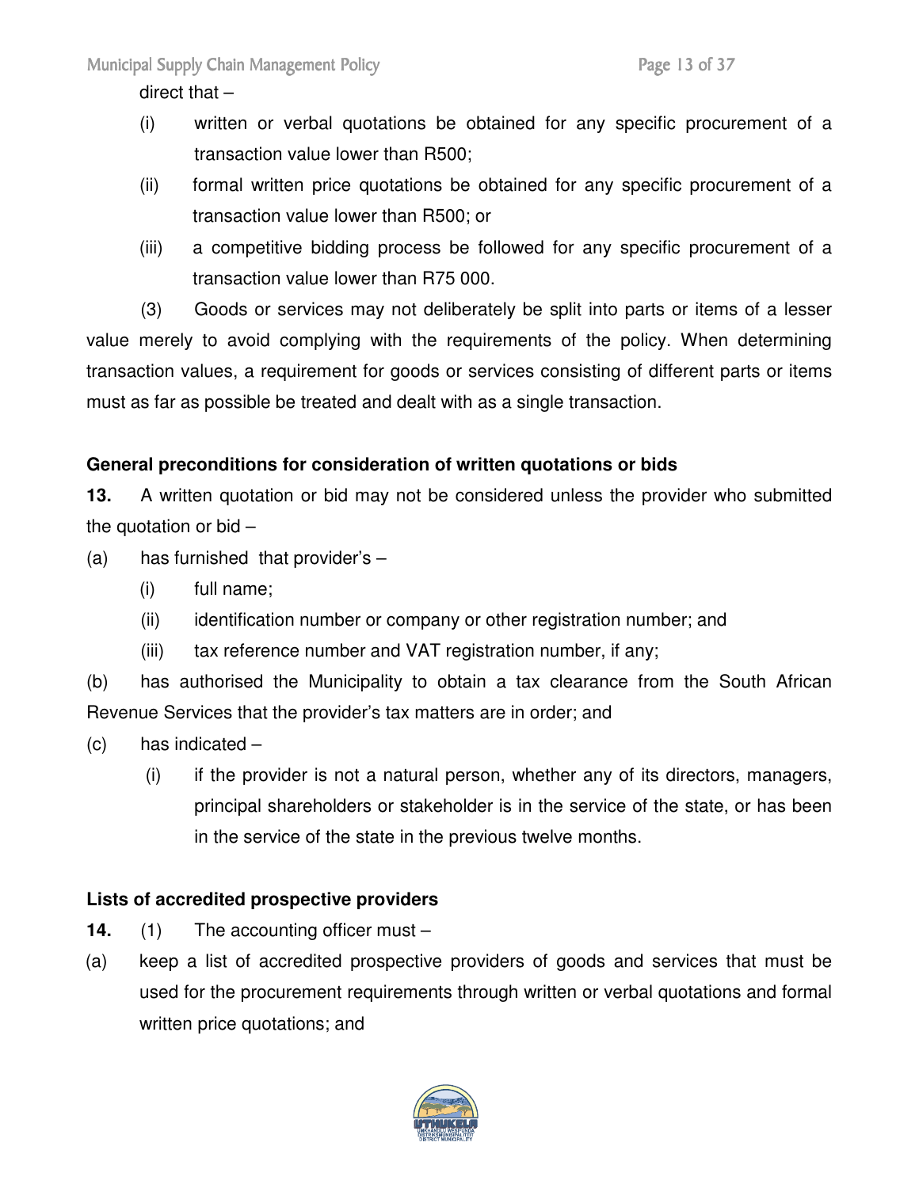direct that –

(i) written or verbal quotations be obtained for any specific procurement of a transaction value lower than R500;

(ii) formal written price quotations be obtained for any specific procurement of a transaction value lower than R500; or

(iii) a competitive bidding process be followed for any specific procurement of a transaction value lower than R75 000.

(3) Goods or services may not deliberately be split into parts or items of a lesser value merely to avoid complying with the requirements of the policy. When determining transaction values, a requirement for goods or services consisting of different parts or items must as far as possible be treated and dealt with as a single transaction.

**General preconditions for consideration of written quotations or bids**

**13.** A written quotation or bid may not be considered unless the provider who submitted the quotation or bid –

(a) has furnished that provider's –

(i) full name;

(ii) identification number or company or other registration number; and

(iii) tax reference number and VAT registration number, if any;

(b) has authorised the Municipality to obtain a tax clearance from the South African Revenue Services that the provider's tax matters are in order; and

(c) has indicated –

(i) if the provider is not a natural person, whether any of its directors, managers, principal shareholders or stakeholder is in the service of the state, or has been in the service of the state in the previous twelve months.

**Lists of accredited prospective providers**

**14.** (1) The accounting officer must –

(a) keep a list of accredited prospective providers of goods and services that must be used for the procurement requirements through written or verbal quotations and formal written price quotations; and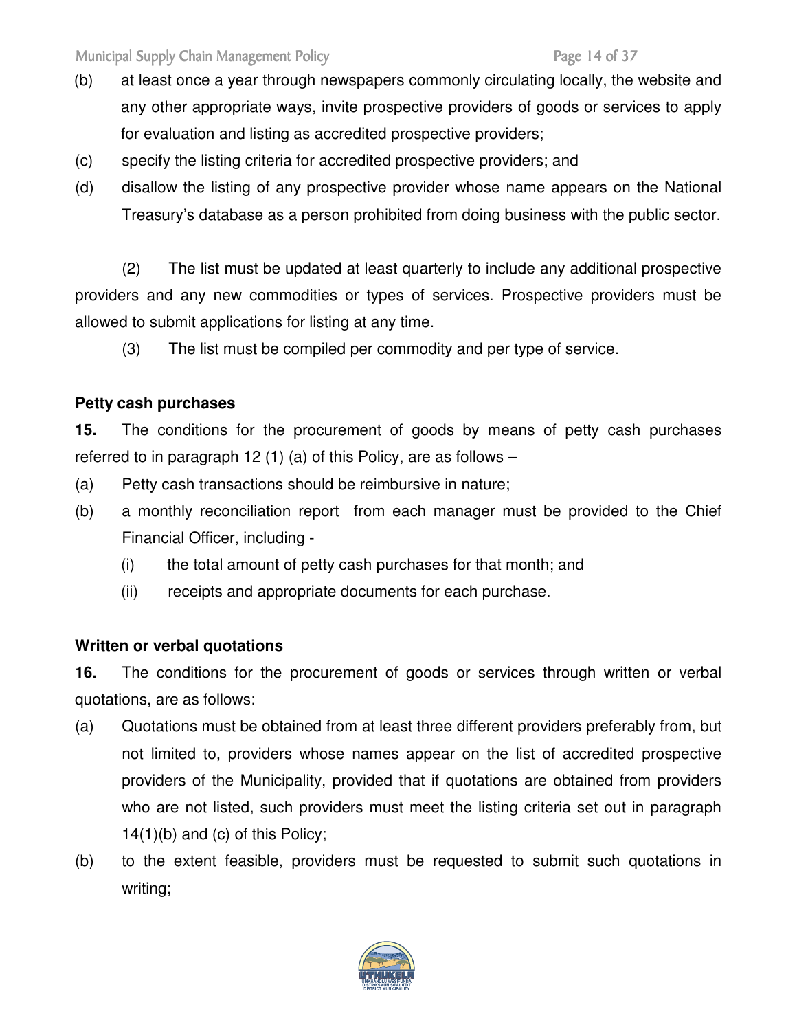(b) at least once a year through newspapers commonly circulating locally, the website and any other appropriate ways, invite prospective providers of goods or services to apply for evaluation and listing as accredited prospective providers;

(c) specify the listing criteria for accredited prospective providers; and

(d) disallow the listing of any prospective provider whose name appears on the National Treasury's database as a person prohibited from doing business with the public sector.

(2) The list must be updated at least quarterly to include any additional prospective providers and any new commodities or types of services. Prospective providers must be allowed to submit applications for listing at any time.

(3) The list must be compiled per commodity and per type of service.

**Petty cash purchases**

**15.** The conditions for the procurement of goods by means of petty cash purchases referred to in paragraph 12 (1) (a) of this Policy, are as follows –

(a) Petty cash transactions should be reimbursive in nature;

(b) a monthly reconciliation report from each manager must be provided to the Chief Financial Officer, including -

  (i) the total amount of petty cash purchases for that month; and

  (ii) receipts and appropriate documents for each purchase.

**Written or verbal quotations**

**16.** The conditions for the procurement of goods or services through written or verbal quotations, are as follows:

(a) Quotations must be obtained from at least three different providers preferably from, but not limited to, providers whose names appear on the list of accredited prospective providers of the Municipality, provided that if quotations are obtained from providers who are not listed, such providers must meet the listing criteria set out in paragraph 14(1)(b) and (c) of this Policy;

(b) to the extent feasible, providers must be requested to submit such quotations in writing;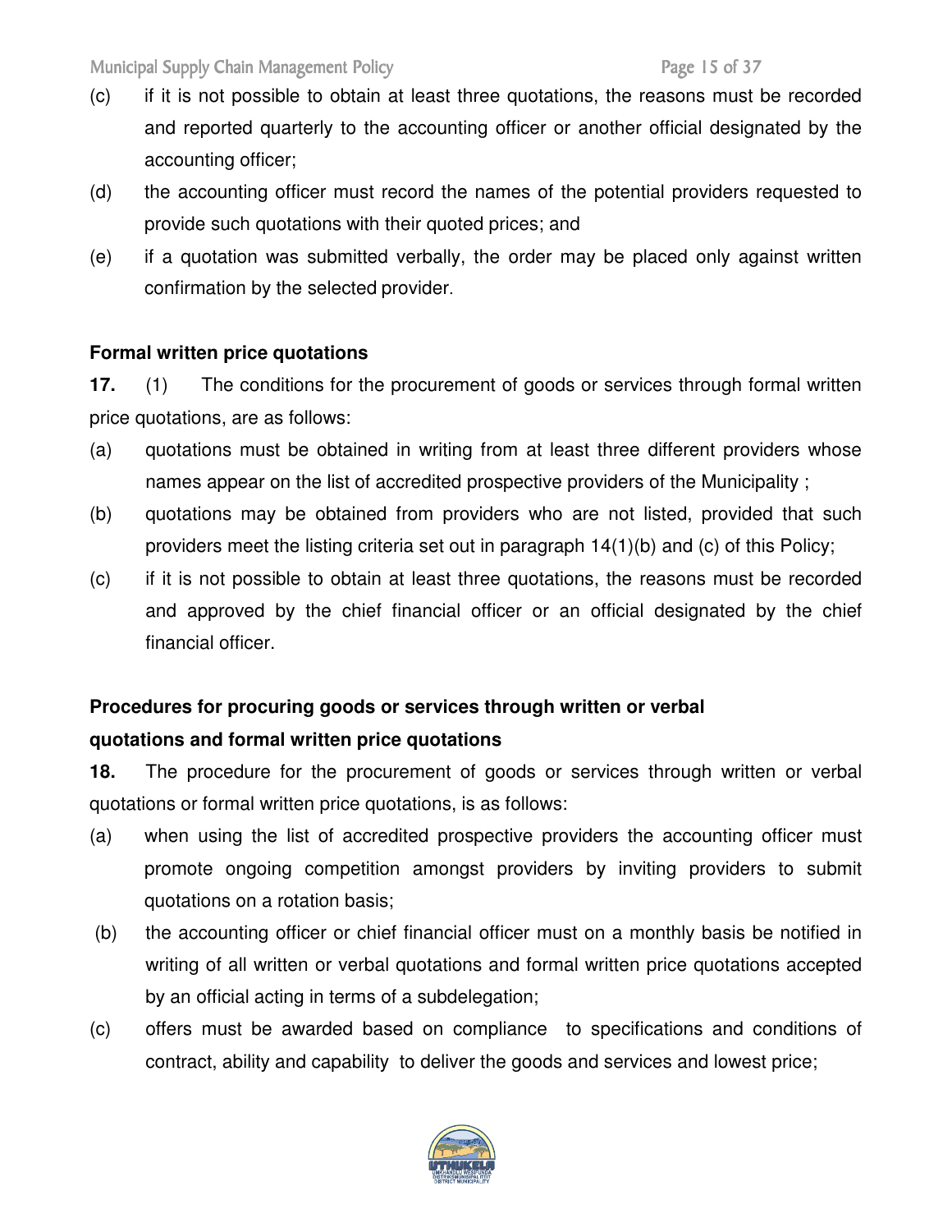(c) if it is not possible to obtain at least three quotations, the reasons must be recorded and reported quarterly to the accounting officer or another official designated by the accounting officer;

(d) the accounting officer must record the names of the potential providers requested to provide such quotations with their quoted prices; and

(e) if a quotation was submitted verbally, the order may be placed only against written confirmation by the selected provider.

**Formal written price quotations**

**17.** (1) The conditions for the procurement of goods or services through formal written price quotations, are as follows:

(a) quotations must be obtained in writing from at least three different providers whose names appear on the list of accredited prospective providers of the Municipality ;

(b) quotations may be obtained from providers who are not listed, provided that such providers meet the listing criteria set out in paragraph 14(1)(b) and (c) of this Policy;

(c) if it is not possible to obtain at least three quotations, the reasons must be recorded and approved by the chief financial officer or an official designated by the chief financial officer.

**Procedures for procuring goods or services through written or verbal quotations and formal written price quotations**

**18.** The procedure for the procurement of goods or services through written or verbal quotations or formal written price quotations, is as follows:

(a) when using the list of accredited prospective providers the accounting officer must promote ongoing competition amongst providers by inviting providers to submit quotations on a rotation basis;

(b) the accounting officer or chief financial officer must on a monthly basis be notified in writing of all written or verbal quotations and formal written price quotations accepted by an official acting in terms of a subdelegation;

(c) offers must be awarded based on compliance to specifications and conditions of contract, ability and capability to deliver the goods and services and lowest price;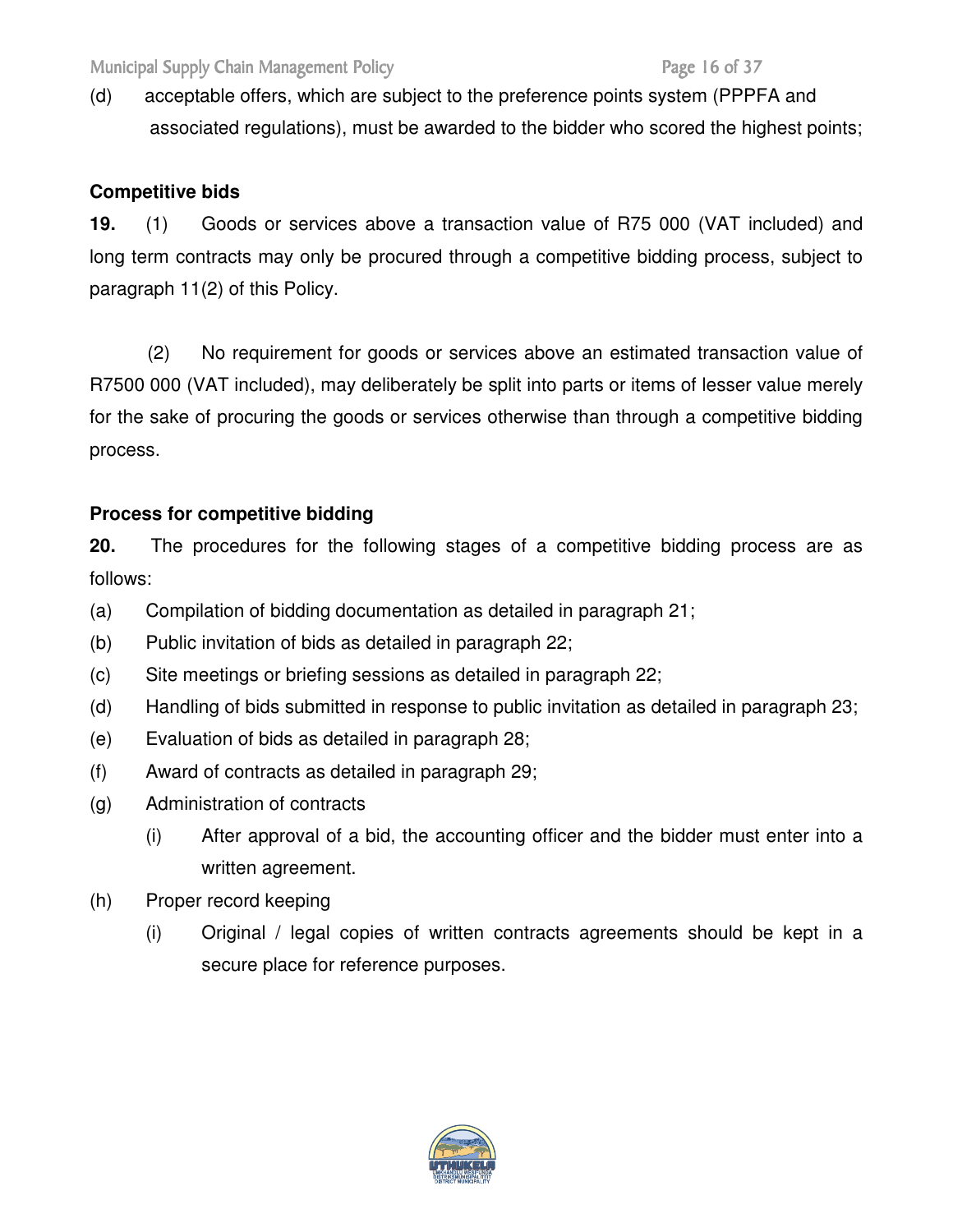(d) acceptable offers, which are subject to the preference points system (PPPFA and associated regulations), must be awarded to the bidder who scored the highest points;

**Competitive bids**

**19.** (1) Goods or services above a transaction value of R75 000 (VAT included) and long term contracts may only be procured through a competitive bidding process, subject to paragraph 11(2) of this Policy.

(2) No requirement for goods or services above an estimated transaction value of R7500 000 (VAT included), may deliberately be split into parts or items of lesser value merely for the sake of procuring the goods or services otherwise than through a competitive bidding process.

**Process for competitive bidding**

**20.** The procedures for the following stages of a competitive bidding process are as follows:

(a) Compilation of bidding documentation as detailed in paragraph 21;

(b) Public invitation of bids as detailed in paragraph 22;

(c) Site meetings or briefing sessions as detailed in paragraph 22;

(d) Handling of bids submitted in response to public invitation as detailed in paragraph 23;

(e) Evaluation of bids as detailed in paragraph 28;

(f) Award of contracts as detailed in paragraph 29;

(g) Administration of contracts

  (i) After approval of a bid, the accounting officer and the bidder must enter into a written agreement.

(h) Proper record keeping

  (i) Original / legal copies of written contracts agreements should be kept in a secure place for reference purposes.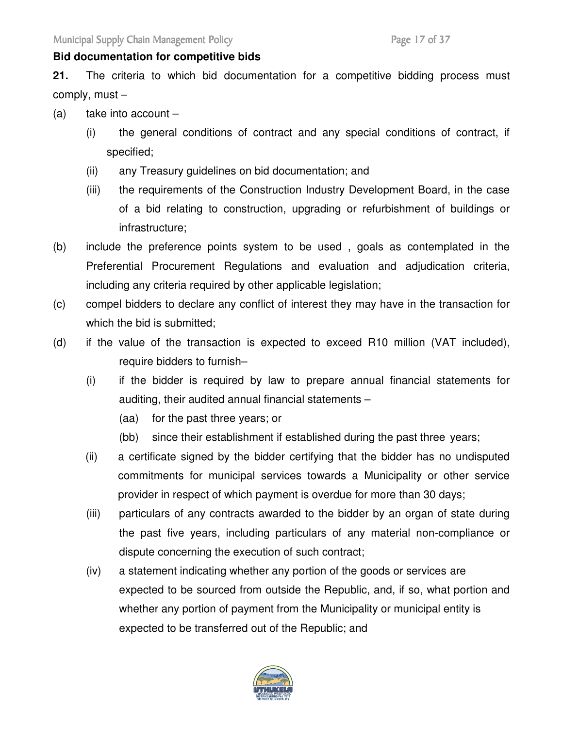**Bid documentation for competitive bids**

**21.** The criteria to which bid documentation for a competitive bidding process must comply, must –

(a) take into account –

  (i) the general conditions of contract and any special conditions of contract, if specified;

  (ii) any Treasury guidelines on bid documentation; and

  (iii) the requirements of the Construction Industry Development Board, in the case of a bid relating to construction, upgrading or refurbishment of buildings or infrastructure;

(b) include the preference points system to be used , goals as contemplated in the Preferential Procurement Regulations and evaluation and adjudication criteria, including any criteria required by other applicable legislation;

(c) compel bidders to declare any conflict of interest they may have in the transaction for which the bid is submitted;

(d) if the value of the transaction is expected to exceed R10 million (VAT included), require bidders to furnish–

  (i) if the bidder is required by law to prepare annual financial statements for auditing, their audited annual financial statements –

    (aa) for the past three years; or

    (bb) since their establishment if established during the past three years;

  (ii) a certificate signed by the bidder certifying that the bidder has no undisputed commitments for municipal services towards a Municipality or other service provider in respect of which payment is overdue for more than 30 days;

  (iii) particulars of any contracts awarded to the bidder by an organ of state during the past five years, including particulars of any material non-compliance or dispute concerning the execution of such contract;

  (iv) a statement indicating whether any portion of the goods or services are expected to be sourced from outside the Republic, and, if so, what portion and whether any portion of payment from the Municipality or municipal entity is expected to be transferred out of the Republic; and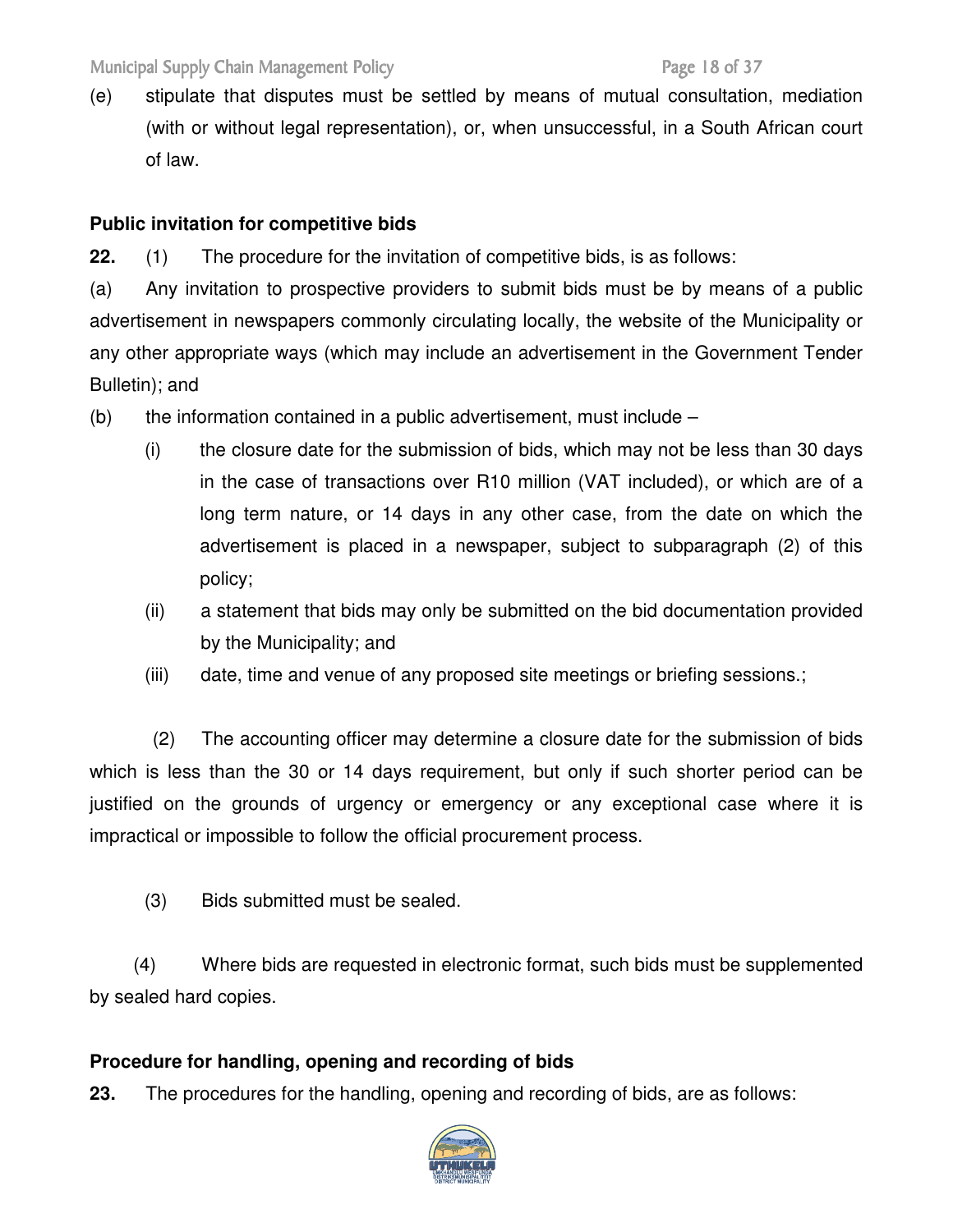(e) stipulate that disputes must be settled by means of mutual consultation, mediation (with or without legal representation), or, when unsuccessful, in a South African court of law.

**Public invitation for competitive bids**

**22.** (1) The procedure for the invitation of competitive bids, is as follows:

(a) Any invitation to prospective providers to submit bids must be by means of a public advertisement in newspapers commonly circulating locally, the website of the Municipality or any other appropriate ways (which may include an advertisement in the Government Tender Bulletin); and

(b) the information contained in a public advertisement, must include –

(i) the closure date for the submission of bids, which may not be less than 30 days in the case of transactions over R10 million (VAT included), or which are of a long term nature, or 14 days in any other case, from the date on which the advertisement is placed in a newspaper, subject to subparagraph (2) of this policy;

(ii) a statement that bids may only be submitted on the bid documentation provided by the Municipality; and

(iii) date, time and venue of any proposed site meetings or briefing sessions.;

(2) The accounting officer may determine a closure date for the submission of bids which is less than the 30 or 14 days requirement, but only if such shorter period can be justified on the grounds of urgency or emergency or any exceptional case where it is impractical or impossible to follow the official procurement process.

(3) Bids submitted must be sealed.

(4) Where bids are requested in electronic format, such bids must be supplemented by sealed hard copies.

**Procedure for handling, opening and recording of bids**

**23.** The procedures for the handling, opening and recording of bids, are as follows: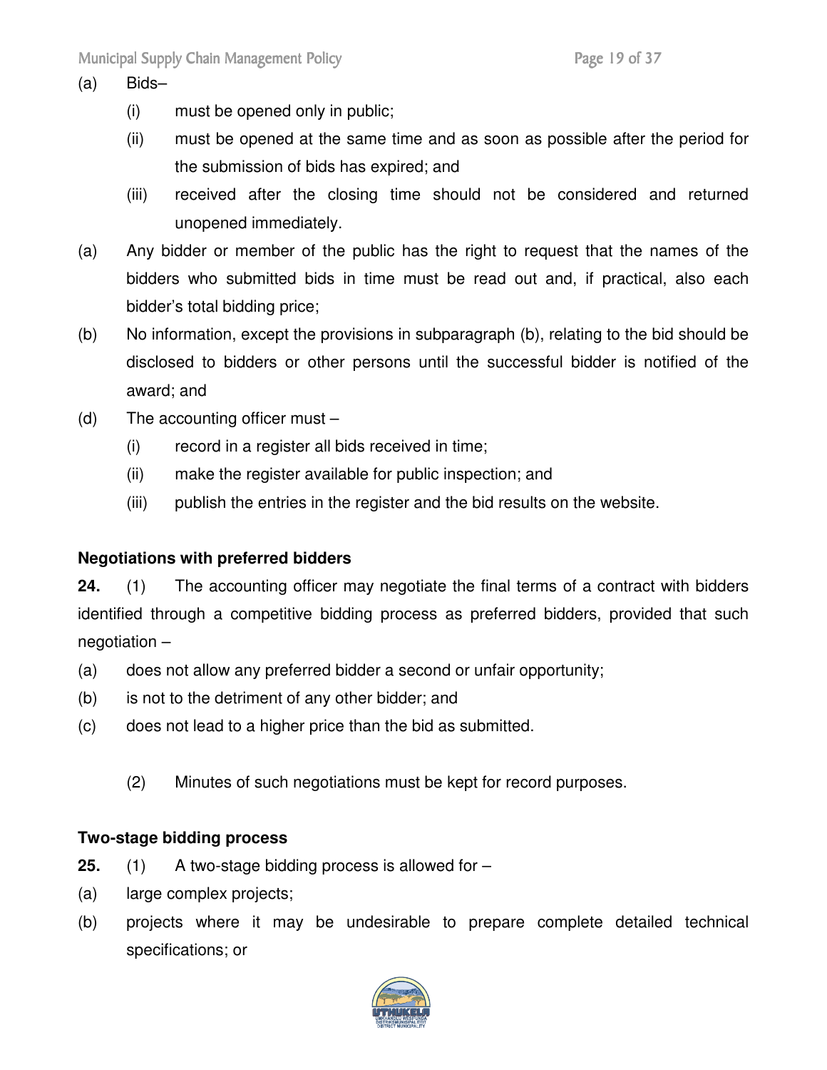(a) Bids–

   (i) must be opened only in public;

   (ii) must be opened at the same time and as soon as possible after the period for the submission of bids has expired; and

   (iii) received after the closing time should not be considered and returned unopened immediately.

(a) Any bidder or member of the public has the right to request that the names of the bidders who submitted bids in time must be read out and, if practical, also each bidder's total bidding price;

(b) No information, except the provisions in subparagraph (b), relating to the bid should be disclosed to bidders or other persons until the successful bidder is notified of the award; and

(d) The accounting officer must –

   (i) record in a register all bids received in time;

   (ii) make the register available for public inspection; and

   (iii) publish the entries in the register and the bid results on the website.

**Negotiations with preferred bidders**

**24.** (1) The accounting officer may negotiate the final terms of a contract with bidders identified through a competitive bidding process as preferred bidders, provided that such negotiation –

(a) does not allow any preferred bidder a second or unfair opportunity;

(b) is not to the detriment of any other bidder; and

(c) does not lead to a higher price than the bid as submitted.

   (2) Minutes of such negotiations must be kept for record purposes.

**Two-stage bidding process**

**25.** (1) A two-stage bidding process is allowed for –

(a) large complex projects;

(b) projects where it may be undesirable to prepare complete detailed technical specifications; or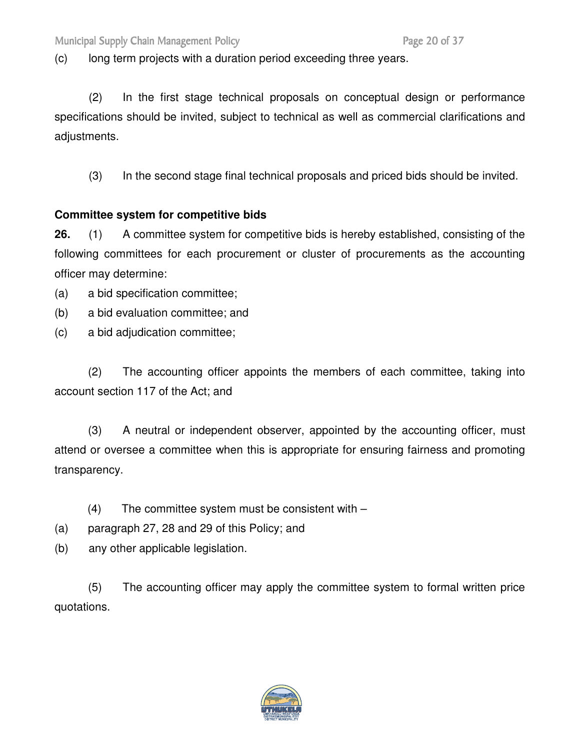(c) long term projects with a duration period exceeding three years.

(2) In the first stage technical proposals on conceptual design or performance specifications should be invited, subject to technical as well as commercial clarifications and adjustments.

(3) In the second stage final technical proposals and priced bids should be invited.

**Committee system for competitive bids**

**26.** (1) A committee system for competitive bids is hereby established, consisting of the following committees for each procurement or cluster of procurements as the accounting officer may determine:

(a) a bid specification committee;

(b) a bid evaluation committee; and

(c) a bid adjudication committee;

(2) The accounting officer appoints the members of each committee, taking into account section 117 of the Act; and

(3) A neutral or independent observer, appointed by the accounting officer, must attend or oversee a committee when this is appropriate for ensuring fairness and promoting transparency.

(4) The committee system must be consistent with –

(a) paragraph 27, 28 and 29 of this Policy; and

(b) any other applicable legislation.

(5) The accounting officer may apply the committee system to formal written price quotations.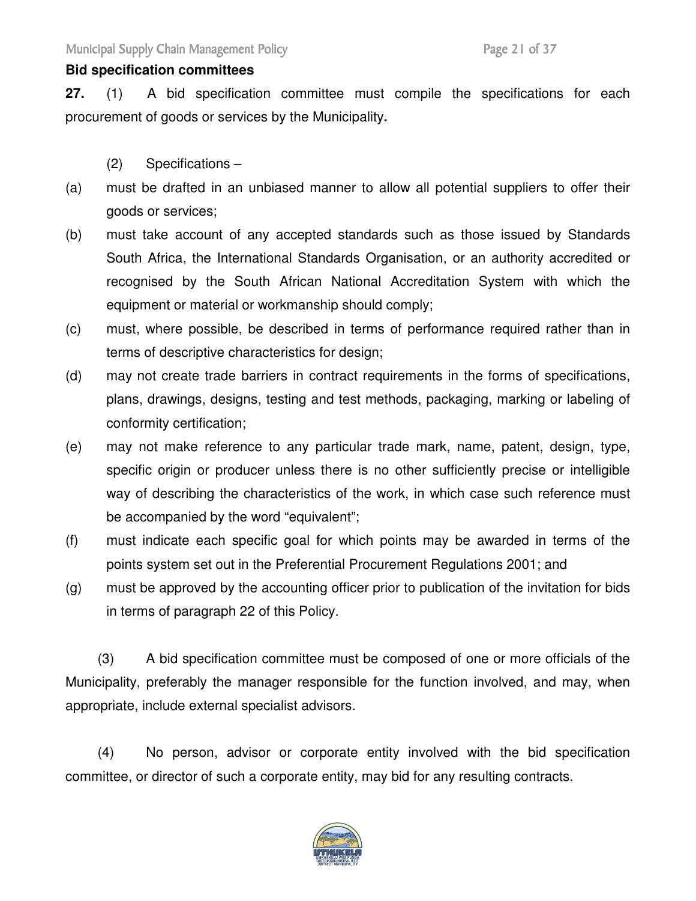**Bid specification committees**

**27.** (1) A bid specification committee must compile the specifications for each procurement of goods or services by the Municipality**.**

(2) Specifications –

(a) must be drafted in an unbiased manner to allow all potential suppliers to offer their goods or services;

(b) must take account of any accepted standards such as those issued by Standards South Africa, the International Standards Organisation, or an authority accredited or recognised by the South African National Accreditation System with which the equipment or material or workmanship should comply;

(c) must, where possible, be described in terms of performance required rather than in terms of descriptive characteristics for design;

(d) may not create trade barriers in contract requirements in the forms of specifications, plans, drawings, designs, testing and test methods, packaging, marking or labeling of conformity certification;

(e) may not make reference to any particular trade mark, name, patent, design, type, specific origin or producer unless there is no other sufficiently precise or intelligible way of describing the characteristics of the work, in which case such reference must be accompanied by the word "equivalent";

(f) must indicate each specific goal for which points may be awarded in terms of the points system set out in the Preferential Procurement Regulations 2001; and

(g) must be approved by the accounting officer prior to publication of the invitation for bids in terms of paragraph 22 of this Policy.

(3) A bid specification committee must be composed of one or more officials of the Municipality, preferably the manager responsible for the function involved, and may, when appropriate, include external specialist advisors.

(4) No person, advisor or corporate entity involved with the bid specification committee, or director of such a corporate entity, may bid for any resulting contracts.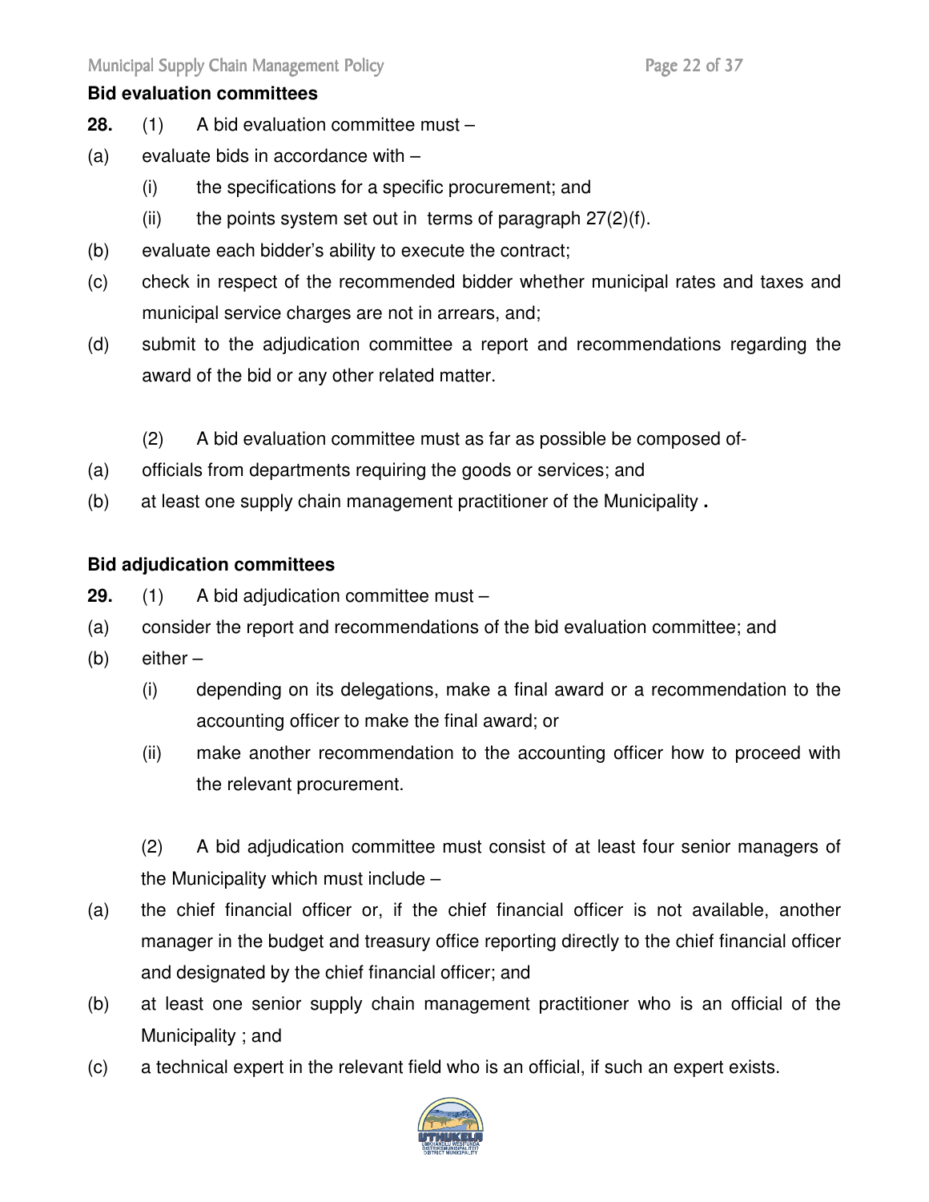### Bid evaluation committees

**28.** (1) A bid evaluation committee must –

(a) evaluate bids in accordance with –

  (i) the specifications for a specific procurement; and

  (ii) the points system set out in terms of paragraph 27(2)(f).

(b) evaluate each bidder's ability to execute the contract;

(c) check in respect of the recommended bidder whether municipal rates and taxes and municipal service charges are not in arrears, and;

(d) submit to the adjudication committee a report and recommendations regarding the award of the bid or any other related matter.

(2) A bid evaluation committee must as far as possible be composed of-

(a) officials from departments requiring the goods or services; and

(b) at least one supply chain management practitioner of the Municipality **.**

### Bid adjudication committees

**29.** (1) A bid adjudication committee must –

(a) consider the report and recommendations of the bid evaluation committee; and

(b) either –

  (i) depending on its delegations, make a final award or a recommendation to the accounting officer to make the final award; or

  (ii) make another recommendation to the accounting officer how to proceed with the relevant procurement.

(2) A bid adjudication committee must consist of at least four senior managers of the Municipality which must include –

(a) the chief financial officer or, if the chief financial officer is not available, another manager in the budget and treasury office reporting directly to the chief financial officer and designated by the chief financial officer; and

(b) at least one senior supply chain management practitioner who is an official of the Municipality ; and

(c) a technical expert in the relevant field who is an official, if such an expert exists.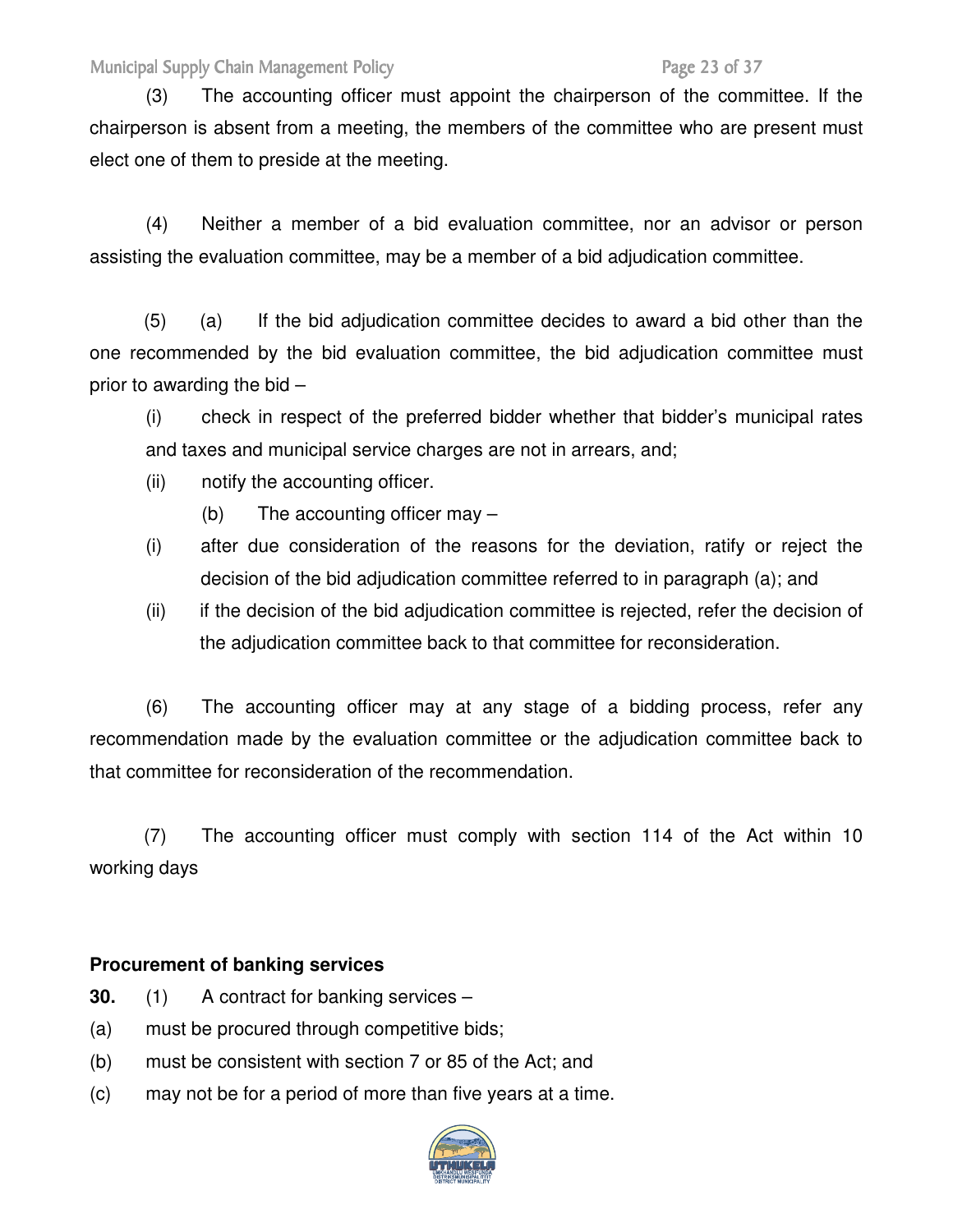(3) The accounting officer must appoint the chairperson of the committee. If the chairperson is absent from a meeting, the members of the committee who are present must elect one of them to preside at the meeting.

(4) Neither a member of a bid evaluation committee, nor an advisor or person assisting the evaluation committee, may be a member of a bid adjudication committee.

(5) (a) If the bid adjudication committee decides to award a bid other than the one recommended by the bid evaluation committee, the bid adjudication committee must prior to awarding the bid –

(i) check in respect of the preferred bidder whether that bidder's municipal rates and taxes and municipal service charges are not in arrears, and;

(ii) notify the accounting officer.

(b) The accounting officer may –

(i) after due consideration of the reasons for the deviation, ratify or reject the decision of the bid adjudication committee referred to in paragraph (a); and

(ii) if the decision of the bid adjudication committee is rejected, refer the decision of the adjudication committee back to that committee for reconsideration.

(6) The accounting officer may at any stage of a bidding process, refer any recommendation made by the evaluation committee or the adjudication committee back to that committee for reconsideration of the recommendation.

(7) The accounting officer must comply with section 114 of the Act within 10 working days

**Procurement of banking services**

**30.** (1) A contract for banking services –

(a) must be procured through competitive bids;

(b) must be consistent with section 7 or 85 of the Act; and

(c) may not be for a period of more than five years at a time.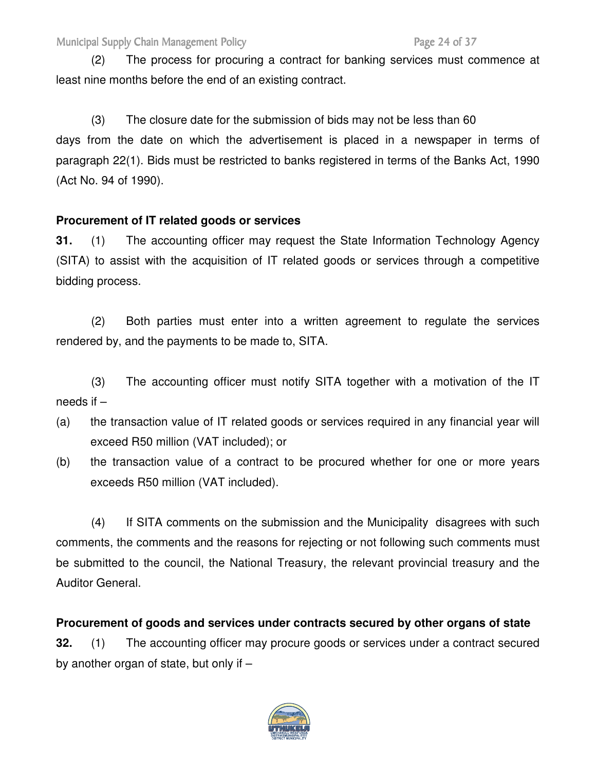(2) The process for procuring a contract for banking services must commence at least nine months before the end of an existing contract.

(3) The closure date for the submission of bids may not be less than 60 days from the date on which the advertisement is placed in a newspaper in terms of paragraph 22(1). Bids must be restricted to banks registered in terms of the Banks Act, 1990 (Act No. 94 of 1990).

**Procurement of IT related goods or services**

**31.** (1) The accounting officer may request the State Information Technology Agency (SITA) to assist with the acquisition of IT related goods or services through a competitive bidding process.

(2) Both parties must enter into a written agreement to regulate the services rendered by, and the payments to be made to, SITA.

(3) The accounting officer must notify SITA together with a motivation of the IT needs if –

(a) the transaction value of IT related goods or services required in any financial year will exceed R50 million (VAT included); or

(b) the transaction value of a contract to be procured whether for one or more years exceeds R50 million (VAT included).

(4) If SITA comments on the submission and the Municipality disagrees with such comments, the comments and the reasons for rejecting or not following such comments must be submitted to the council, the National Treasury, the relevant provincial treasury and the Auditor General.

**Procurement of goods and services under contracts secured by other organs of state**

**32.** (1) The accounting officer may procure goods or services under a contract secured by another organ of state, but only if –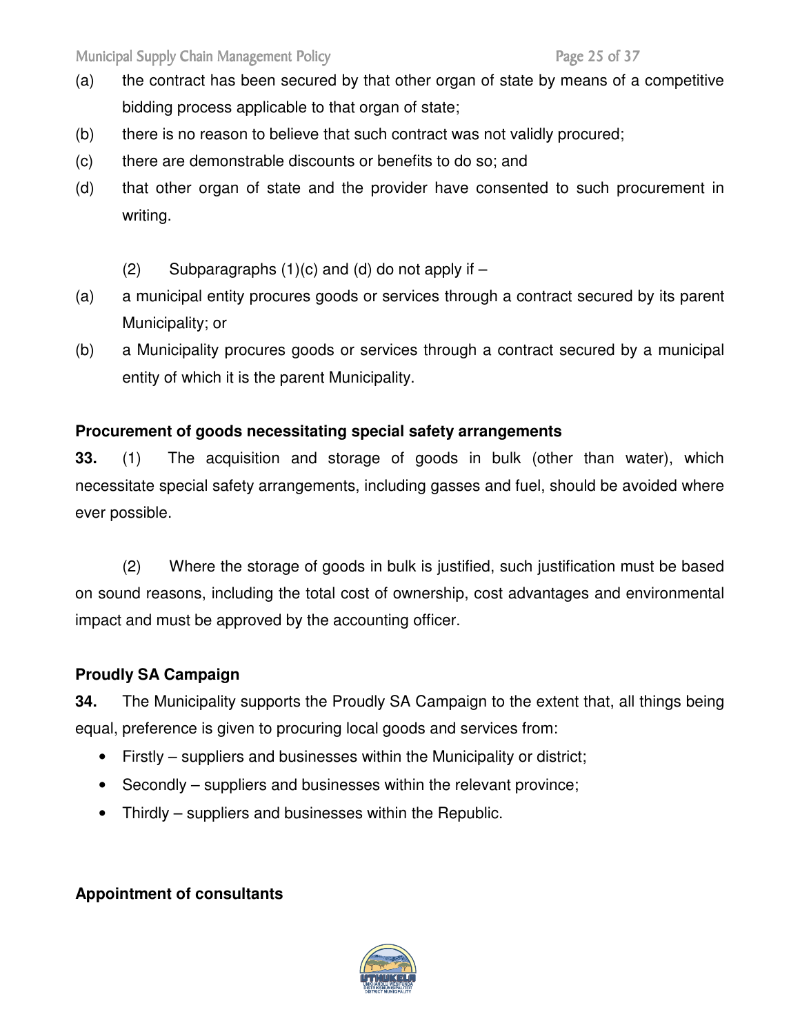(a) the contract has been secured by that other organ of state by means of a competitive bidding process applicable to that organ of state;

(b) there is no reason to believe that such contract was not validly procured;

(c) there are demonstrable discounts or benefits to do so; and

(d) that other organ of state and the provider have consented to such procurement in writing.

(2) Subparagraphs (1)(c) and (d) do not apply if –

(a) a municipal entity procures goods or services through a contract secured by its parent Municipality; or

(b) a Municipality procures goods or services through a contract secured by a municipal entity of which it is the parent Municipality.

**Procurement of goods necessitating special safety arrangements**

**33.** (1) The acquisition and storage of goods in bulk (other than water), which necessitate special safety arrangements, including gasses and fuel, should be avoided where ever possible.

(2) Where the storage of goods in bulk is justified, such justification must be based on sound reasons, including the total cost of ownership, cost advantages and environmental impact and must be approved by the accounting officer.

**Proudly SA Campaign**

**34.** The Municipality supports the Proudly SA Campaign to the extent that, all things being equal, preference is given to procuring local goods and services from:

- Firstly – suppliers and businesses within the Municipality or district;
- Secondly – suppliers and businesses within the relevant province;
- Thirdly – suppliers and businesses within the Republic.

**Appointment of consultants**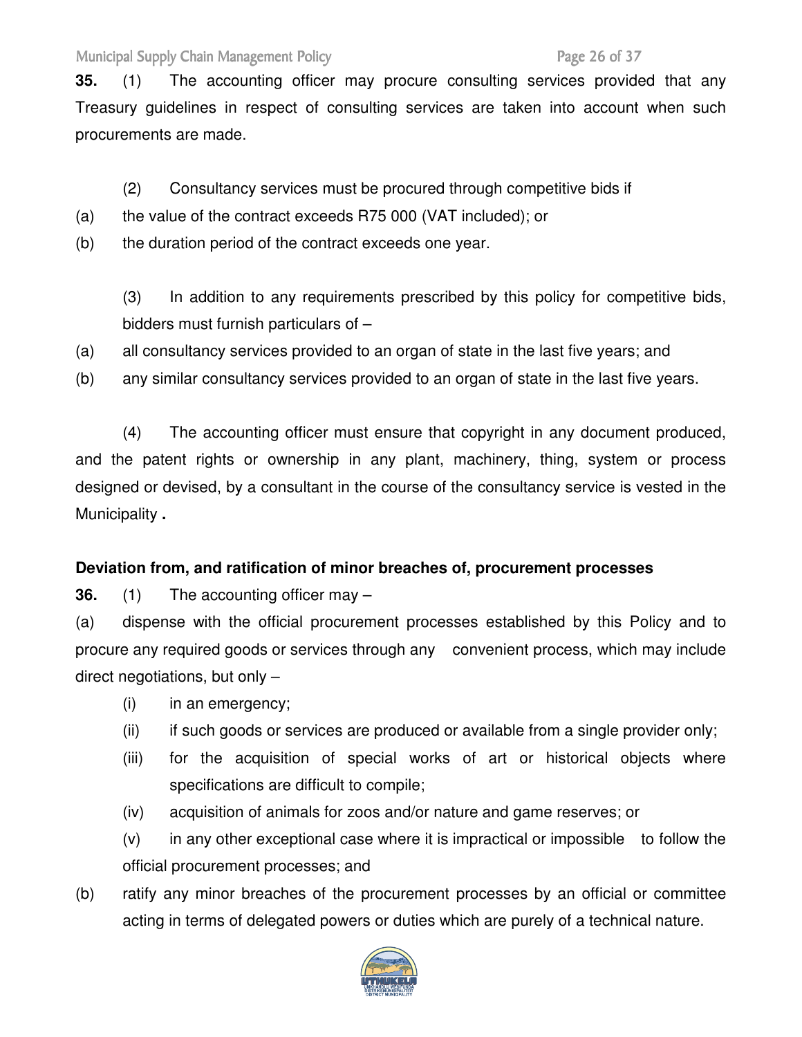**35.** (1) The accounting officer may procure consulting services provided that any Treasury guidelines in respect of consulting services are taken into account when such procurements are made.

(2) Consultancy services must be procured through competitive bids if

(a) the value of the contract exceeds R75 000 (VAT included); or

(b) the duration period of the contract exceeds one year.

(3) In addition to any requirements prescribed by this policy for competitive bids, bidders must furnish particulars of –

(a) all consultancy services provided to an organ of state in the last five years; and

(b) any similar consultancy services provided to an organ of state in the last five years.

(4) The accounting officer must ensure that copyright in any document produced, and the patent rights or ownership in any plant, machinery, thing, system or process designed or devised, by a consultant in the course of the consultancy service is vested in the Municipality **.**

**Deviation from, and ratification of minor breaches of, procurement processes**

**36.** (1) The accounting officer may –

(a) dispense with the official procurement processes established by this Policy and to procure any required goods or services through any convenient process, which may include direct negotiations, but only –

(i) in an emergency;

(ii) if such goods or services are produced or available from a single provider only;

(iii) for the acquisition of special works of art or historical objects where specifications are difficult to compile;

(iv) acquisition of animals for zoos and/or nature and game reserves; or

(v) in any other exceptional case where it is impractical or impossible to follow the official procurement processes; and

(b) ratify any minor breaches of the procurement processes by an official or committee acting in terms of delegated powers or duties which are purely of a technical nature.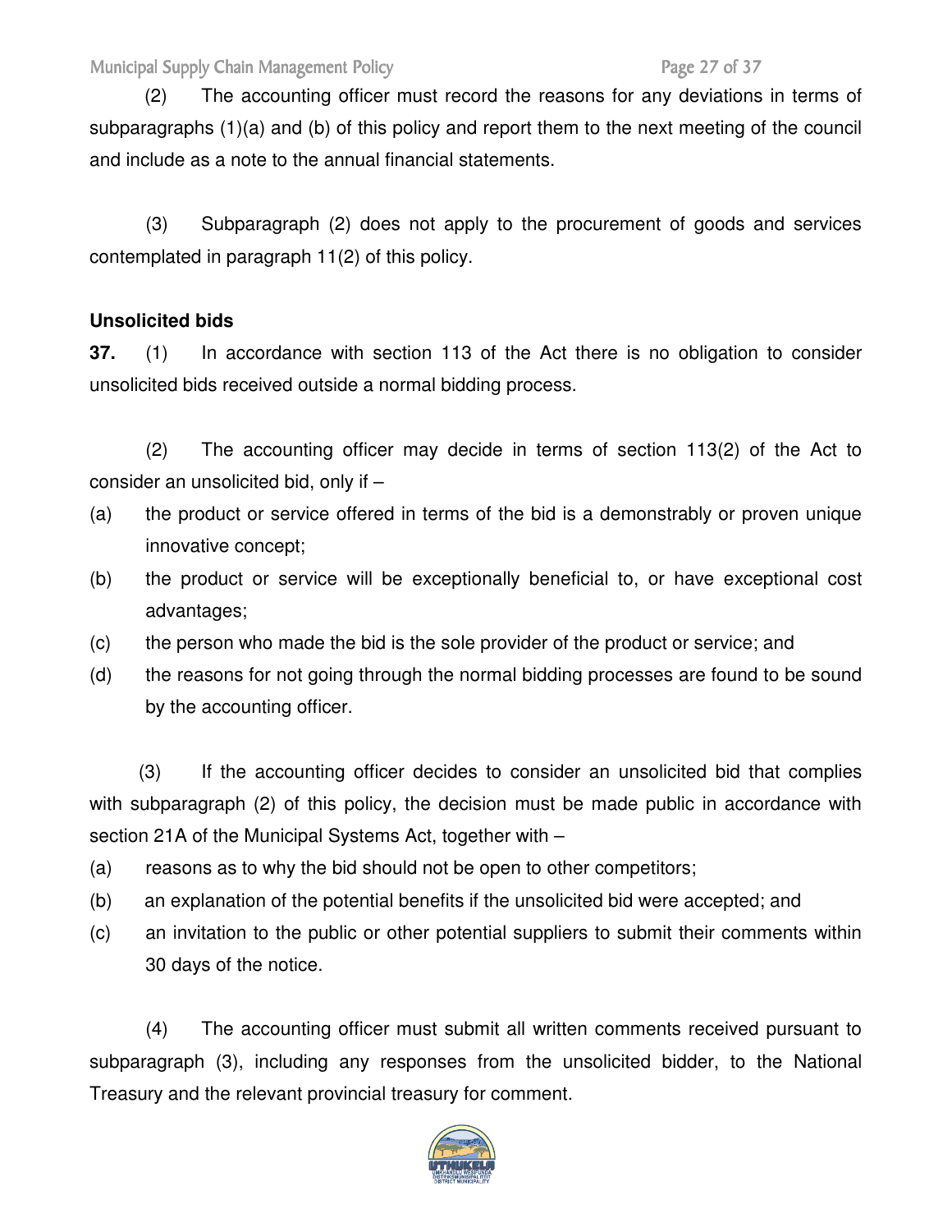(2) The accounting officer must record the reasons for any deviations in terms of subparagraphs (1)(a) and (b) of this policy and report them to the next meeting of the council and include as a note to the annual financial statements.

(3) Subparagraph (2) does not apply to the procurement of goods and services contemplated in paragraph 11(2) of this policy.

**Unsolicited bids**

**37.** (1) In accordance with section 113 of the Act there is no obligation to consider unsolicited bids received outside a normal bidding process.

(2) The accounting officer may decide in terms of section 113(2) of the Act to consider an unsolicited bid, only if –

(a) the product or service offered in terms of the bid is a demonstrably or proven unique innovative concept;

(b) the product or service will be exceptionally beneficial to, or have exceptional cost advantages;

(c) the person who made the bid is the sole provider of the product or service; and

(d) the reasons for not going through the normal bidding processes are found to be sound by the accounting officer.

(3) If the accounting officer decides to consider an unsolicited bid that complies with subparagraph (2) of this policy, the decision must be made public in accordance with section 21A of the Municipal Systems Act, together with –

(a) reasons as to why the bid should not be open to other competitors;

(b) an explanation of the potential benefits if the unsolicited bid were accepted; and

(c) an invitation to the public or other potential suppliers to submit their comments within 30 days of the notice.

(4) The accounting officer must submit all written comments received pursuant to subparagraph (3), including any responses from the unsolicited bidder, to the National Treasury and the relevant provincial treasury for comment.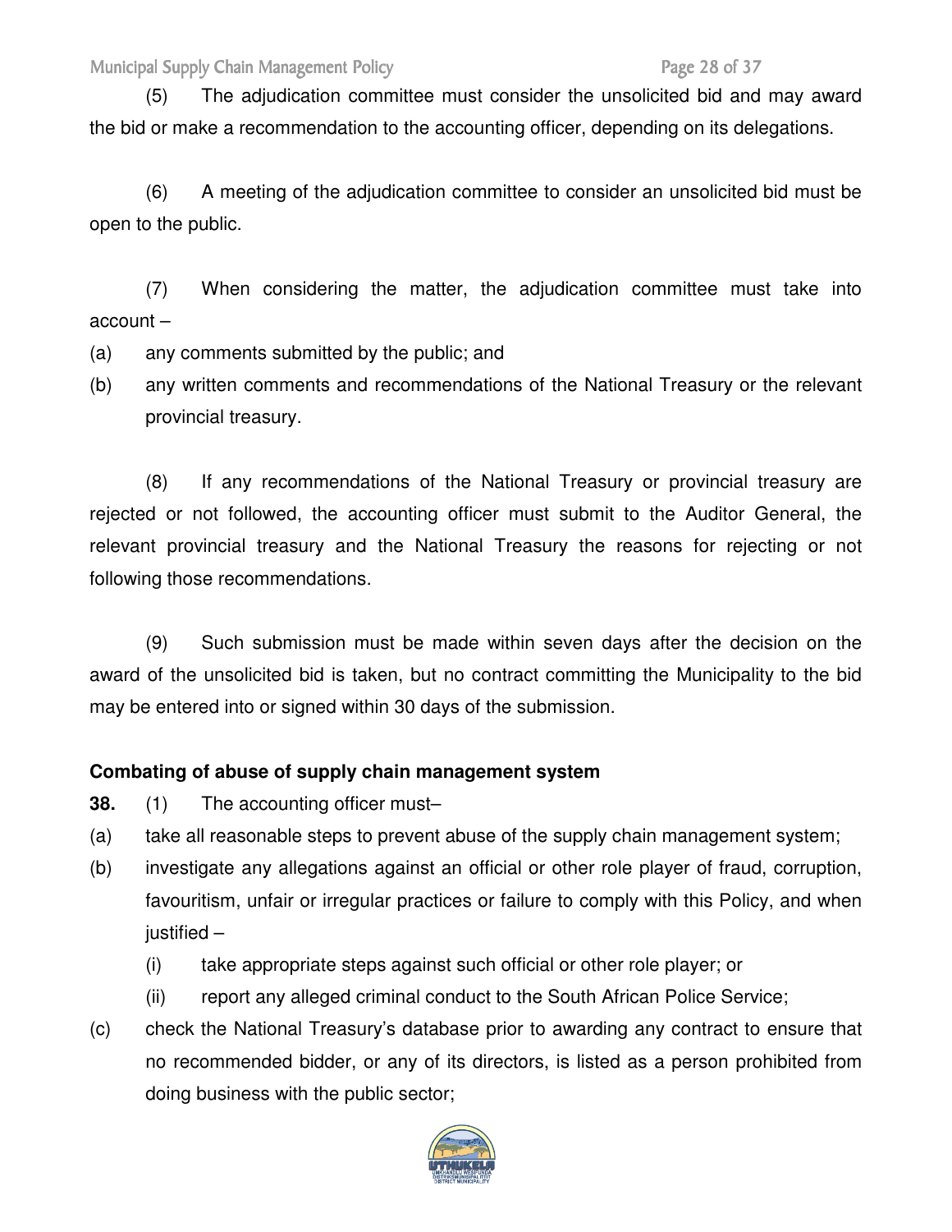(5) The adjudication committee must consider the unsolicited bid and may award the bid or make a recommendation to the accounting officer, depending on its delegations.

(6) A meeting of the adjudication committee to consider an unsolicited bid must be open to the public.

(7) When considering the matter, the adjudication committee must take into account –

(a) any comments submitted by the public; and

(b) any written comments and recommendations of the National Treasury or the relevant provincial treasury.

(8) If any recommendations of the National Treasury or provincial treasury are rejected or not followed, the accounting officer must submit to the Auditor General, the relevant provincial treasury and the National Treasury the reasons for rejecting or not following those recommendations.

(9) Such submission must be made within seven days after the decision on the award of the unsolicited bid is taken, but no contract committing the Municipality to the bid may be entered into or signed within 30 days of the submission.

**Combating of abuse of supply chain management system**

**38.** (1) The accounting officer must–

(a) take all reasonable steps to prevent abuse of the supply chain management system;

(b) investigate any allegations against an official or other role player of fraud, corruption, favouritism, unfair or irregular practices or failure to comply with this Policy, and when justified –

  (i) take appropriate steps against such official or other role player; or

  (ii) report any alleged criminal conduct to the South African Police Service;

(c) check the National Treasury's database prior to awarding any contract to ensure that no recommended bidder, or any of its directors, is listed as a person prohibited from doing business with the public sector;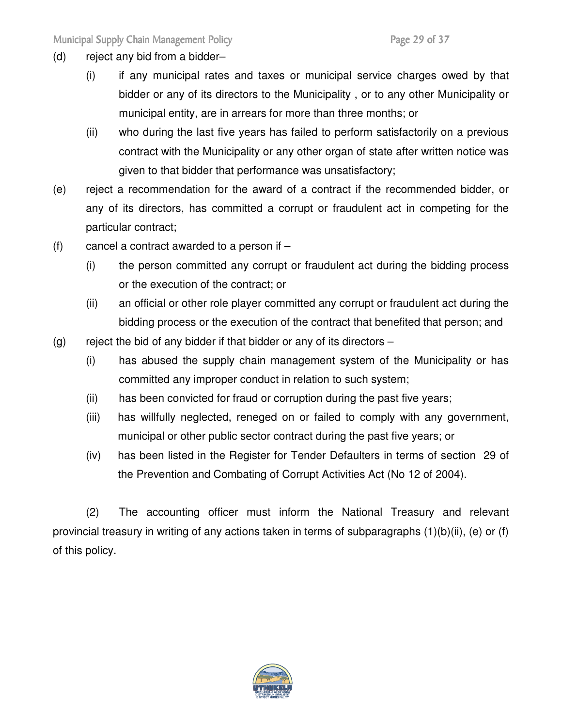(d) reject any bid from a bidder–

  (i) if any municipal rates and taxes or municipal service charges owed by that bidder or any of its directors to the Municipality , or to any other Municipality or municipal entity, are in arrears for more than three months; or

  (ii) who during the last five years has failed to perform satisfactorily on a previous contract with the Municipality or any other organ of state after written notice was given to that bidder that performance was unsatisfactory;

(e) reject a recommendation for the award of a contract if the recommended bidder, or any of its directors, has committed a corrupt or fraudulent act in competing for the particular contract;

(f) cancel a contract awarded to a person if –

  (i) the person committed any corrupt or fraudulent act during the bidding process or the execution of the contract; or

  (ii) an official or other role player committed any corrupt or fraudulent act during the bidding process or the execution of the contract that benefited that person; and

(g) reject the bid of any bidder if that bidder or any of its directors –

  (i) has abused the supply chain management system of the Municipality or has committed any improper conduct in relation to such system;

  (ii) has been convicted for fraud or corruption during the past five years;

  (iii) has willfully neglected, reneged on or failed to comply with any government, municipal or other public sector contract during the past five years; or

  (iv) has been listed in the Register for Tender Defaulters in terms of section 29 of the Prevention and Combating of Corrupt Activities Act (No 12 of 2004).

(2) The accounting officer must inform the National Treasury and relevant provincial treasury in writing of any actions taken in terms of subparagraphs (1)(b)(ii), (e) or (f) of this policy.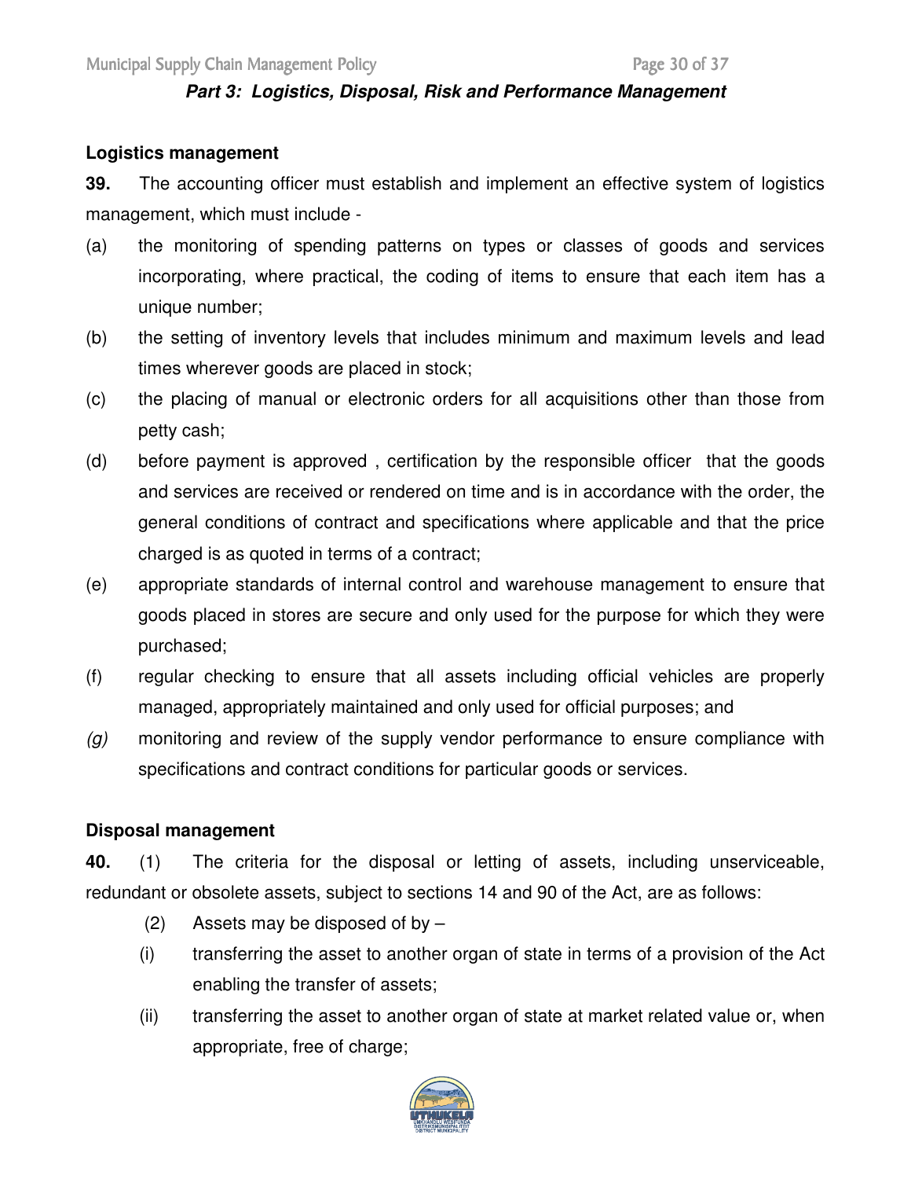**Part 3: Logistics, Disposal, Risk and Performance Management**

**Logistics management**

**39.** The accounting officer must establish and implement an effective system of logistics management, which must include -

(a) the monitoring of spending patterns on types or classes of goods and services incorporating, where practical, the coding of items to ensure that each item has a unique number;

(b) the setting of inventory levels that includes minimum and maximum levels and lead times wherever goods are placed in stock;

(c) the placing of manual or electronic orders for all acquisitions other than those from petty cash;

(d) before payment is approved , certification by the responsible officer that the goods and services are received or rendered on time and is in accordance with the order, the general conditions of contract and specifications where applicable and that the price charged is as quoted in terms of a contract;

(e) appropriate standards of internal control and warehouse management to ensure that goods placed in stores are secure and only used for the purpose for which they were purchased;

(f) regular checking to ensure that all assets including official vehicles are properly managed, appropriately maintained and only used for official purposes; and

*(g)* monitoring and review of the supply vendor performance to ensure compliance with specifications and contract conditions for particular goods or services.

**Disposal management**

**40.** (1) The criteria for the disposal or letting of assets, including unserviceable, redundant or obsolete assets, subject to sections 14 and 90 of the Act, are as follows:

(2) Assets may be disposed of by –

(i) transferring the asset to another organ of state in terms of a provision of the Act enabling the transfer of assets;

(ii) transferring the asset to another organ of state at market related value or, when appropriate, free of charge;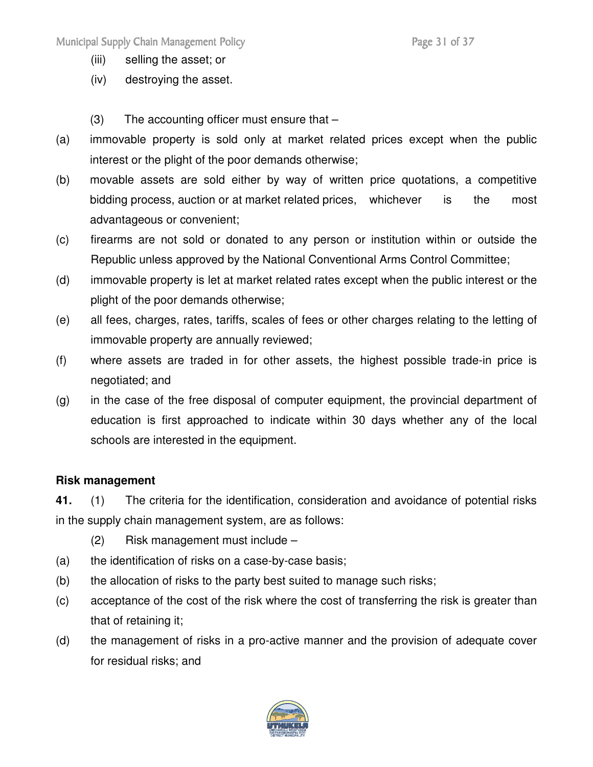(iii) selling the asset; or

(iv) destroying the asset.

(3) The accounting officer must ensure that –

(a) immovable property is sold only at market related prices except when the public interest or the plight of the poor demands otherwise;

(b) movable assets are sold either by way of written price quotations, a competitive bidding process, auction or at market related prices, whichever is the most advantageous or convenient;

(c) firearms are not sold or donated to any person or institution within or outside the Republic unless approved by the National Conventional Arms Control Committee;

(d) immovable property is let at market related rates except when the public interest or the plight of the poor demands otherwise;

(e) all fees, charges, rates, tariffs, scales of fees or other charges relating to the letting of immovable property are annually reviewed;

(f) where assets are traded in for other assets, the highest possible trade-in price is negotiated; and

(g) in the case of the free disposal of computer equipment, the provincial department of education is first approached to indicate within 30 days whether any of the local schools are interested in the equipment.

**Risk management**

**41.** (1) The criteria for the identification, consideration and avoidance of potential risks in the supply chain management system, are as follows:

(2) Risk management must include –

(a) the identification of risks on a case-by-case basis;

(b) the allocation of risks to the party best suited to manage such risks;

(c) acceptance of the cost of the risk where the cost of transferring the risk is greater than that of retaining it;

(d) the management of risks in a pro-active manner and the provision of adequate cover for residual risks; and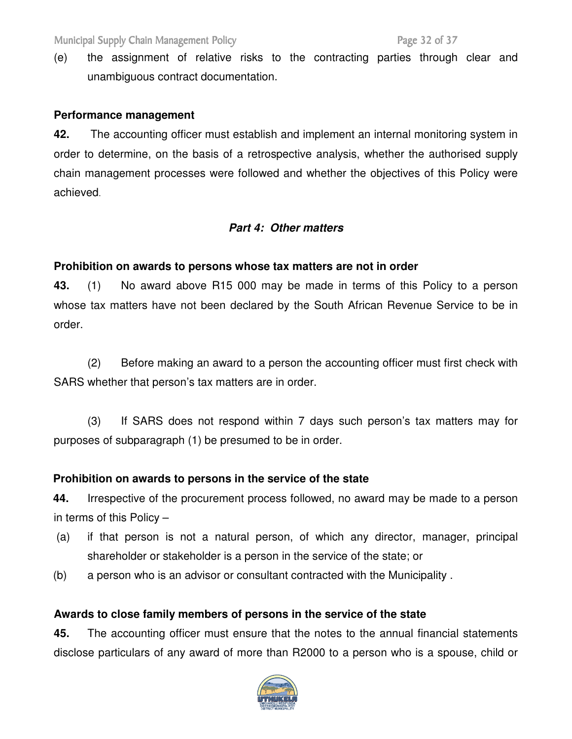(e) the assignment of relative risks to the contracting parties through clear and unambiguous contract documentation.

**Performance management**

**42.** The accounting officer must establish and implement an internal monitoring system in order to determine, on the basis of a retrospective analysis, whether the authorised supply chain management processes were followed and whether the objectives of this Policy were achieved.

***Part 4: Other matters***

**Prohibition on awards to persons whose tax matters are not in order**

**43.** (1) No award above R15 000 may be made in terms of this Policy to a person whose tax matters have not been declared by the South African Revenue Service to be in order.

(2) Before making an award to a person the accounting officer must first check with SARS whether that person's tax matters are in order.

(3) If SARS does not respond within 7 days such person's tax matters may for purposes of subparagraph (1) be presumed to be in order.

**Prohibition on awards to persons in the service of the state**

**44.** Irrespective of the procurement process followed, no award may be made to a person in terms of this Policy –

(a) if that person is not a natural person, of which any director, manager, principal shareholder or stakeholder is a person in the service of the state; or

(b) a person who is an advisor or consultant contracted with the Municipality .

**Awards to close family members of persons in the service of the state**

**45.** The accounting officer must ensure that the notes to the annual financial statements disclose particulars of any award of more than R2000 to a person who is a spouse, child or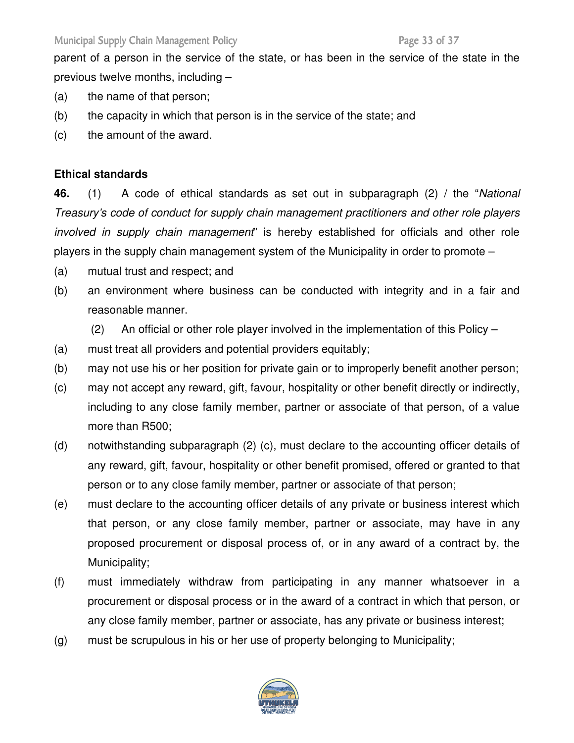parent of a person in the service of the state, or has been in the service of the state in the previous twelve months, including –

(a) the name of that person;

(b) the capacity in which that person is in the service of the state; and

(c) the amount of the award.

**Ethical standards**

**46.** (1) A code of ethical standards as set out in subparagraph (2) / the "*National Treasury's code of conduct for supply chain management practitioners and other role players involved in supply chain management*" is hereby established for officials and other role players in the supply chain management system of the Municipality in order to promote –

(a) mutual trust and respect; and

(b) an environment where business can be conducted with integrity and in a fair and reasonable manner.

(2) An official or other role player involved in the implementation of this Policy –

(a) must treat all providers and potential providers equitably;

(b) may not use his or her position for private gain or to improperly benefit another person;

(c) may not accept any reward, gift, favour, hospitality or other benefit directly or indirectly, including to any close family member, partner or associate of that person, of a value more than R500;

(d) notwithstanding subparagraph (2) (c), must declare to the accounting officer details of any reward, gift, favour, hospitality or other benefit promised, offered or granted to that person or to any close family member, partner or associate of that person;

(e) must declare to the accounting officer details of any private or business interest which that person, or any close family member, partner or associate, may have in any proposed procurement or disposal process of, or in any award of a contract by, the Municipality;

(f) must immediately withdraw from participating in any manner whatsoever in a procurement or disposal process or in the award of a contract in which that person, or any close family member, partner or associate, has any private or business interest;

(g) must be scrupulous in his or her use of property belonging to Municipality;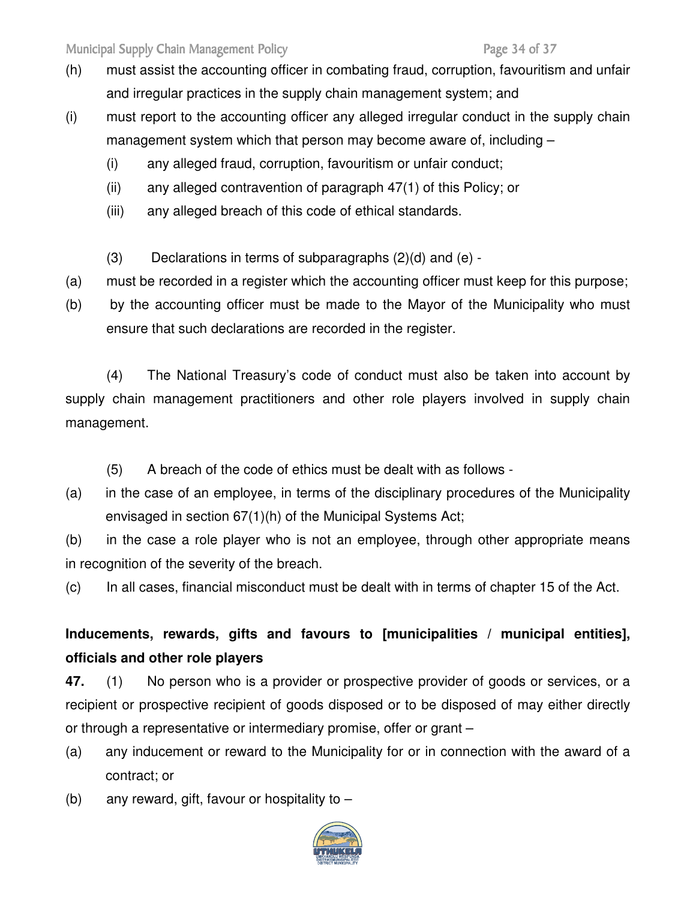(h) must assist the accounting officer in combating fraud, corruption, favouritism and unfair and irregular practices in the supply chain management system; and

(i) must report to the accounting officer any alleged irregular conduct in the supply chain management system which that person may become aware of, including –

(i) any alleged fraud, corruption, favouritism or unfair conduct;

(ii) any alleged contravention of paragraph 47(1) of this Policy; or

(iii) any alleged breach of this code of ethical standards.

(3) Declarations in terms of subparagraphs (2)(d) and (e) -

(a) must be recorded in a register which the accounting officer must keep for this purpose;

(b) by the accounting officer must be made to the Mayor of the Municipality who must ensure that such declarations are recorded in the register.

(4) The National Treasury's code of conduct must also be taken into account by supply chain management practitioners and other role players involved in supply chain management.

(5) A breach of the code of ethics must be dealt with as follows -

(a) in the case of an employee, in terms of the disciplinary procedures of the Municipality envisaged in section 67(1)(h) of the Municipal Systems Act;

(b) in the case a role player who is not an employee, through other appropriate means in recognition of the severity of the breach.

(c) In all cases, financial misconduct must be dealt with in terms of chapter 15 of the Act.

**Inducements, rewards, gifts and favours to [municipalities / municipal entities], officials and other role players**

**47.** (1) No person who is a provider or prospective provider of goods or services, or a recipient or prospective recipient of goods disposed or to be disposed of may either directly or through a representative or intermediary promise, offer or grant –

(a) any inducement or reward to the Municipality for or in connection with the award of a contract; or

(b) any reward, gift, favour or hospitality to –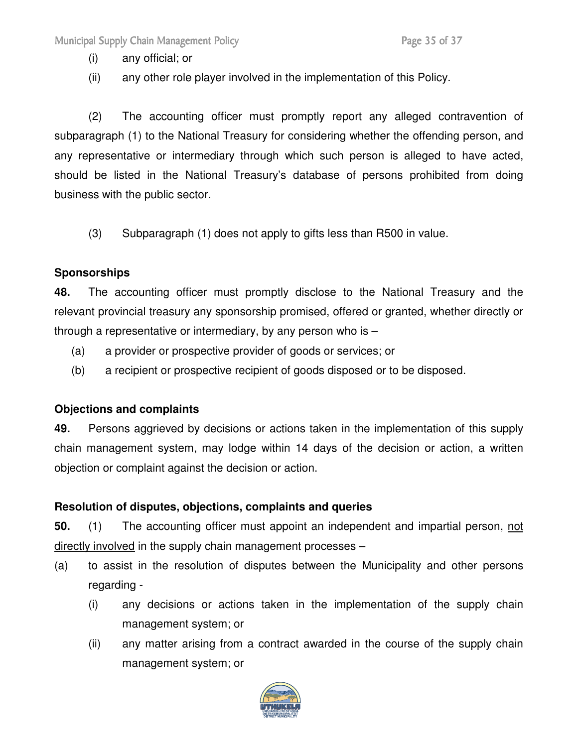(i) any official; or

(ii) any other role player involved in the implementation of this Policy.

(2) The accounting officer must promptly report any alleged contravention of subparagraph (1) to the National Treasury for considering whether the offending person, and any representative or intermediary through which such person is alleged to have acted, should be listed in the National Treasury's database of persons prohibited from doing business with the public sector.

(3) Subparagraph (1) does not apply to gifts less than R500 in value.

**Sponsorships**

**48.** The accounting officer must promptly disclose to the National Treasury and the relevant provincial treasury any sponsorship promised, offered or granted, whether directly or through a representative or intermediary, by any person who is –

(a) a provider or prospective provider of goods or services; or

(b) a recipient or prospective recipient of goods disposed or to be disposed.

**Objections and complaints**

**49.** Persons aggrieved by decisions or actions taken in the implementation of this supply chain management system, may lodge within 14 days of the decision or action, a written objection or complaint against the decision or action.

**Resolution of disputes, objections, complaints and queries**

**50.** (1) The accounting officer must appoint an independent and impartial person, <u>not directly involved</u> in the supply chain management processes –

(a) to assist in the resolution of disputes between the Municipality and other persons regarding -

(i) any decisions or actions taken in the implementation of the supply chain management system; or

(ii) any matter arising from a contract awarded in the course of the supply chain management system; or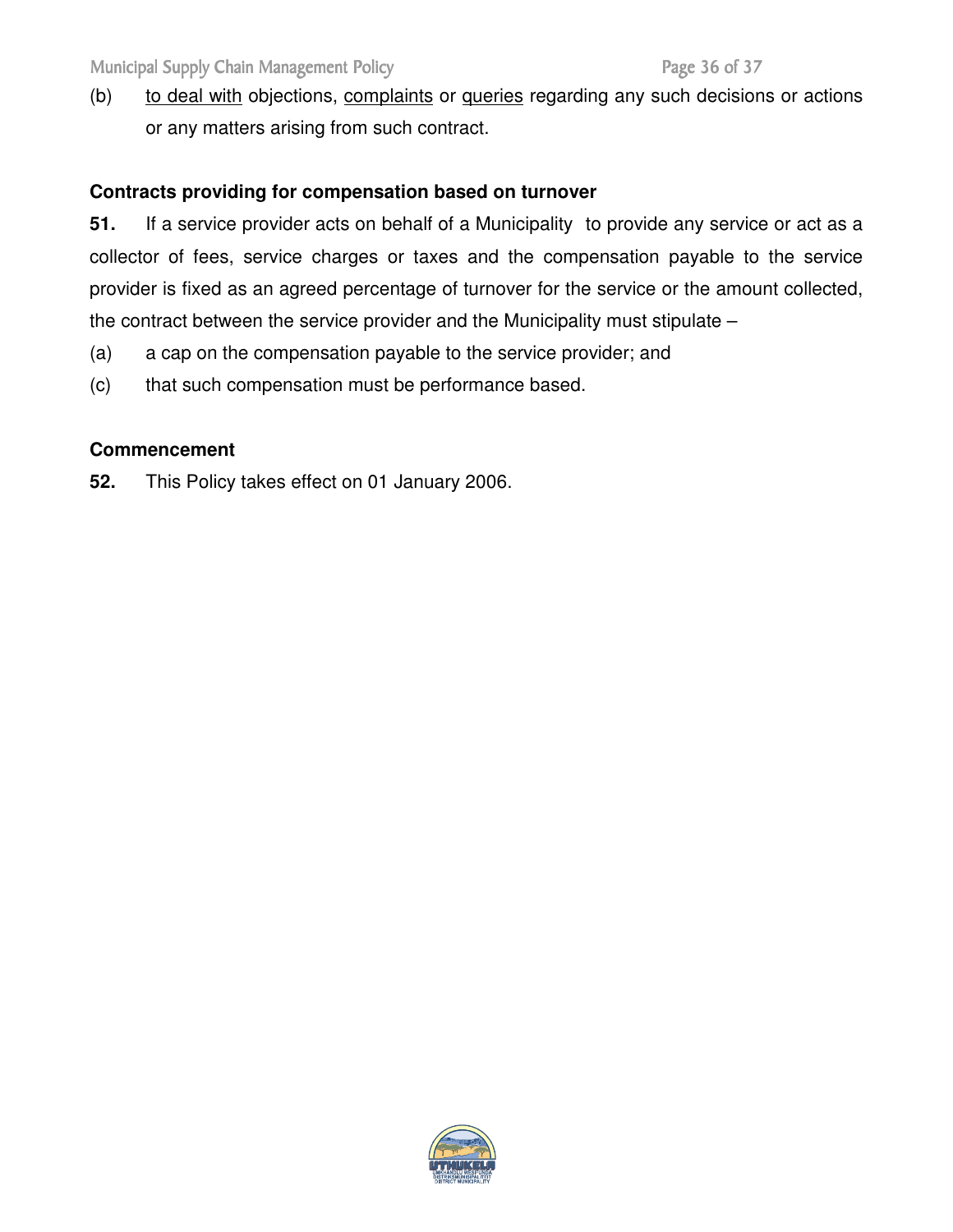(b) to deal with objections, complaints or queries regarding any such decisions or actions or any matters arising from such contract.

**Contracts providing for compensation based on turnover**

**51.** If a service provider acts on behalf of a Municipality to provide any service or act as a collector of fees, service charges or taxes and the compensation payable to the service provider is fixed as an agreed percentage of turnover for the service or the amount collected, the contract between the service provider and the Municipality must stipulate –

(a) a cap on the compensation payable to the service provider; and

(c) that such compensation must be performance based.

**Commencement**

**52.** This Policy takes effect on 01 January 2006.